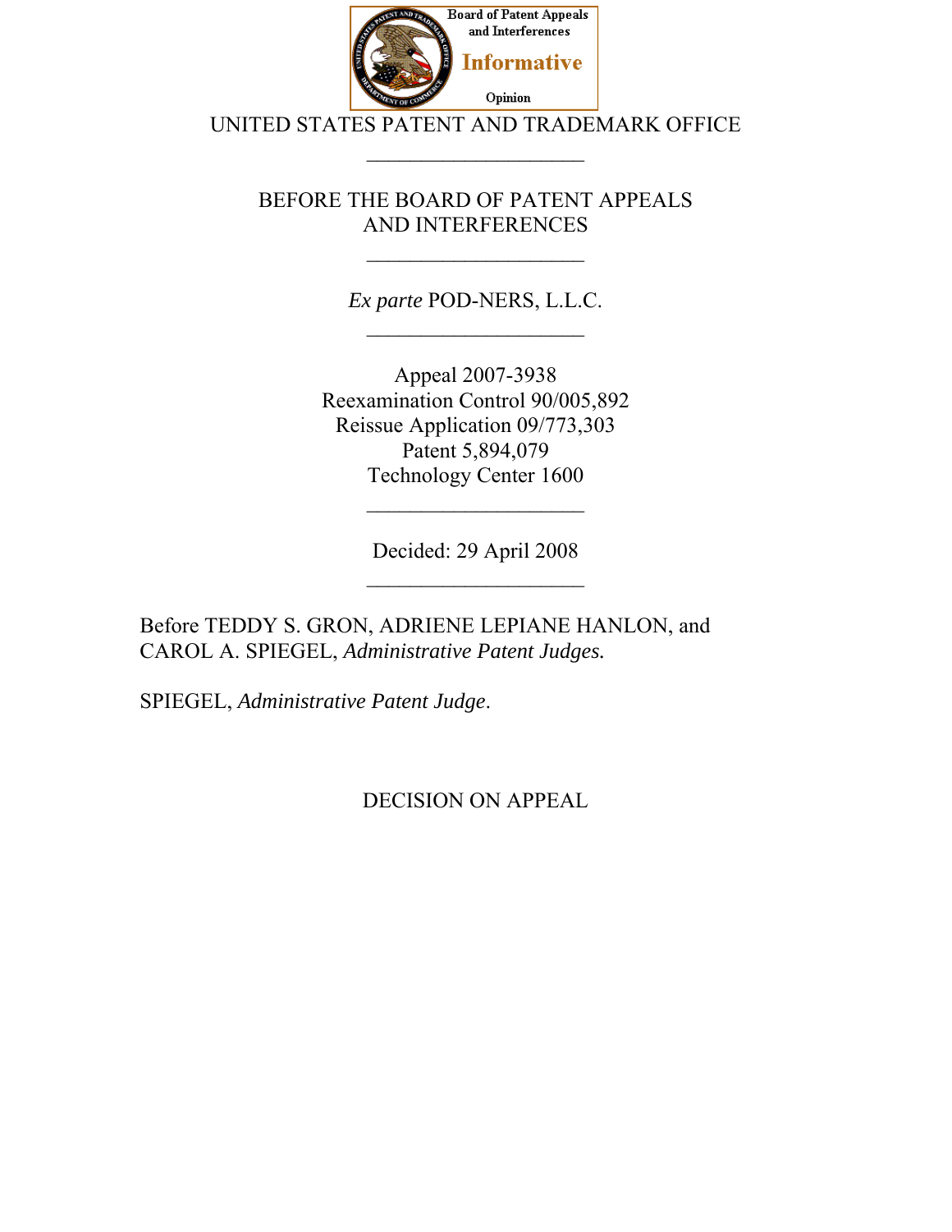Board of Patent Appeals and Interferences

**Informative**

Opinion

UNITED STATES PATENT AND TRADEMARK OFFICE

---

BEFORE THE BOARD OF PATENT APPEALS
AND INTERFERENCES

---

*Ex parte* POD-NERS, L.L.C.

---

Appeal 2007-3938
Reexamination Control 90/005,892
Reissue Application 09/773,303
Patent 5,894,079
Technology Center 1600

---

Decided: 29 April 2008

---

Before TEDDY S. GRON, ADRIENE LEPIANE HANLON, and CAROL A. SPIEGEL, *Administrative Patent Judges.*

SPIEGEL, *Administrative Patent Judge*.

DECISION ON APPEAL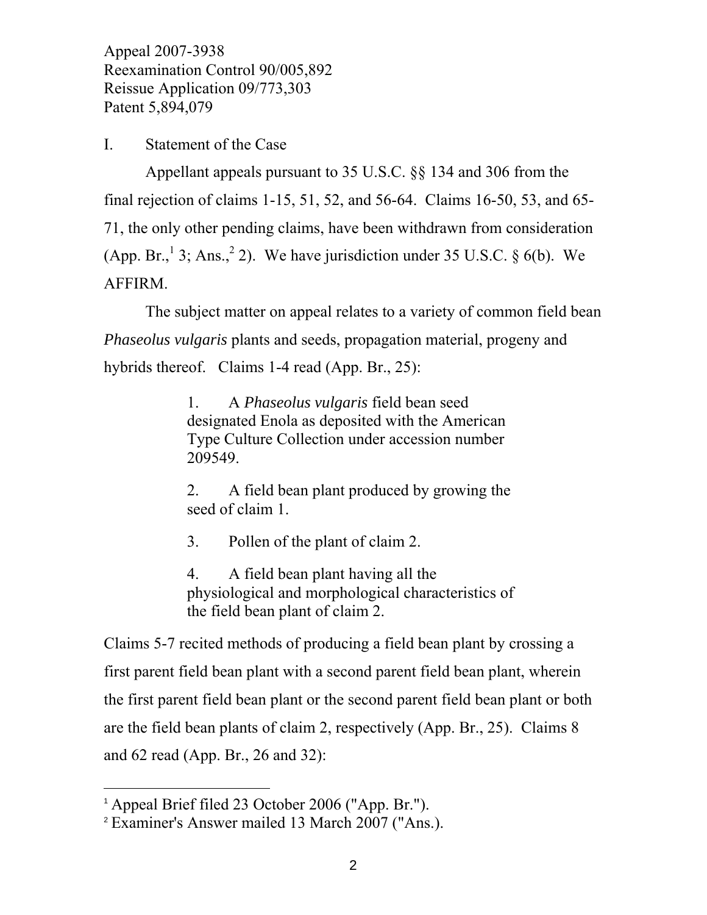Appeal 2007-3938
Reexamination Control 90/005,892
Reissue Application 09/773,303
Patent 5,894,079

I. Statement of the Case

Appellant appeals pursuant to 35 U.S.C. §§ 134 and 306 from the final rejection of claims 1-15, 51, 52, and 56-64. Claims 16-50, 53, and 65-71, the only other pending claims, have been withdrawn from consideration (App. Br.,[1] 3; Ans.,[2] 2). We have jurisdiction under 35 U.S.C. § 6(b). We AFFIRM.

The subject matter on appeal relates to a variety of common field bean *Phaseolus vulgaris* plants and seeds, propagation material, progeny and hybrids thereof. Claims 1-4 read (App. Br., 25):

> 1. A *Phaseolus vulgaris* field bean seed designated Enola as deposited with the American Type Culture Collection under accession number 209549.
>
> 2. A field bean plant produced by growing the seed of claim 1.
>
> 3. Pollen of the plant of claim 2.
>
> 4. A field bean plant having all the physiological and morphological characteristics of the field bean plant of claim 2.

Claims 5-7 recited methods of producing a field bean plant by crossing a first parent field bean plant with a second parent field bean plant, wherein the first parent field bean plant or the second parent field bean plant or both are the field bean plants of claim 2, respectively (App. Br., 25). Claims 8 and 62 read (App. Br., 26 and 32):

---

[1] Appeal Brief filed 23 October 2006 ("App. Br.").
[2] Examiner's Answer mailed 13 March 2007 ("Ans.).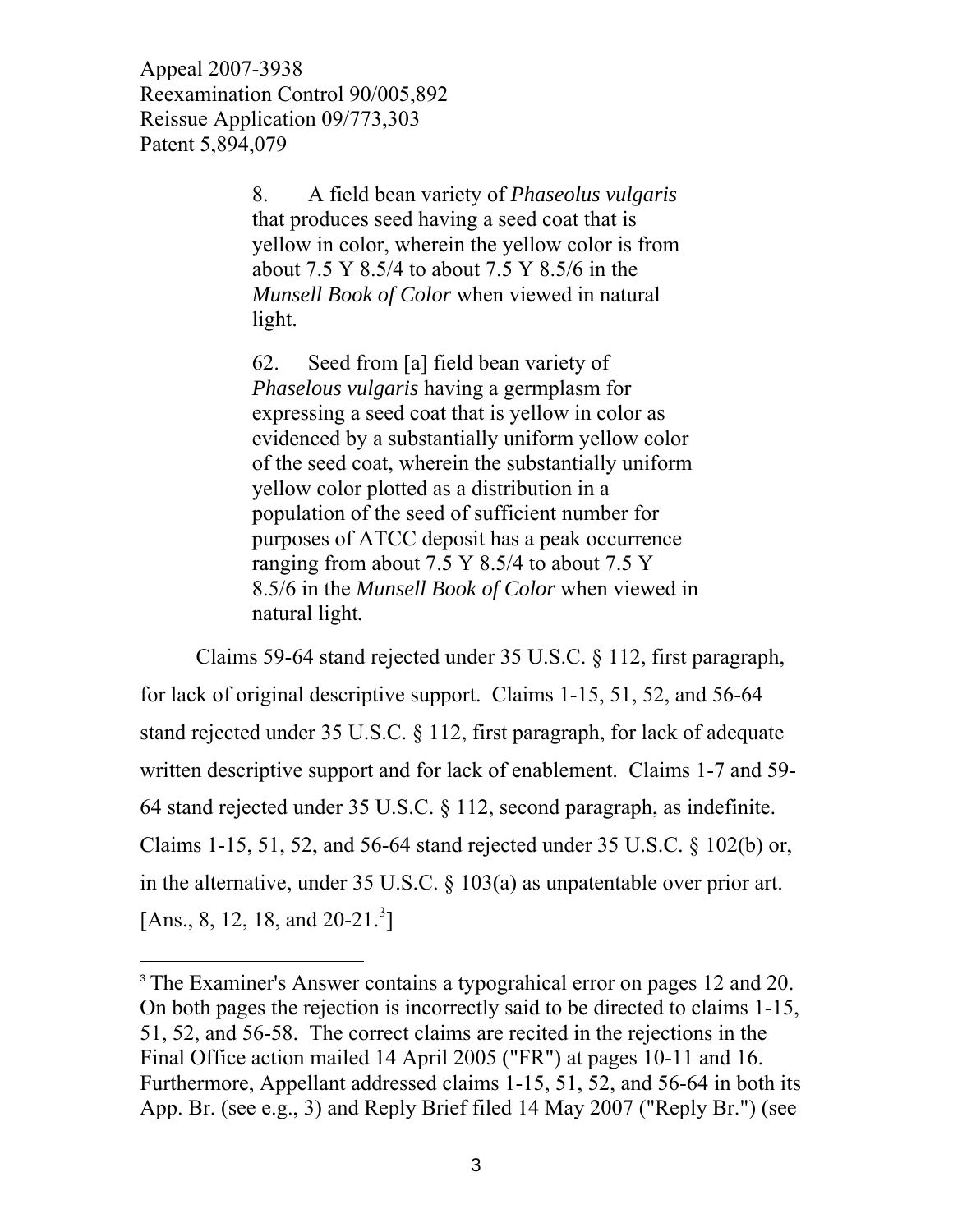8. A field bean variety of *Phaseolus vulgaris* that produces seed having a seed coat that is yellow in color, wherein the yellow color is from about 7.5 Y 8.5/4 to about 7.5 Y 8.5/6 in the *Munsell Book of Color* when viewed in natural light.

62. Seed from [a] field bean variety of *Phaselous vulgaris* having a germplasm for expressing a seed coat that is yellow in color as evidenced by a substantially uniform yellow color of the seed coat, wherein the substantially uniform yellow color plotted as a distribution in a population of the seed of sufficient number for purposes of ATCC deposit has a peak occurrence ranging from about 7.5 Y 8.5/4 to about 7.5 Y 8.5/6 in the *Munsell Book of Color* when viewed in natural light.

Claims 59-64 stand rejected under 35 U.S.C. § 112, first paragraph, for lack of original descriptive support. Claims 1-15, 51, 52, and 56-64 stand rejected under 35 U.S.C. § 112, first paragraph, for lack of adequate written descriptive support and for lack of enablement. Claims 1-7 and 59-64 stand rejected under 35 U.S.C. § 112, second paragraph, as indefinite. Claims 1-15, 51, 52, and 56-64 stand rejected under 35 U.S.C. § 102(b) or, in the alternative, under 35 U.S.C. § 103(a) as unpatentable over prior art. [Ans., 8, 12, 18, and 20-21.[3]]

[3] The Examiner's Answer contains a typograhical error on pages 12 and 20. On both pages the rejection is incorrectly said to be directed to claims 1-15, 51, 52, and 56-58. The correct claims are recited in the rejections in the Final Office action mailed 14 April 2005 ("FR") at pages 10-11 and 16. Furthermore, Appellant addressed claims 1-15, 51, 52, and 56-64 in both its App. Br. (see e.g., 3) and Reply Brief filed 14 May 2007 ("Reply Br.") (see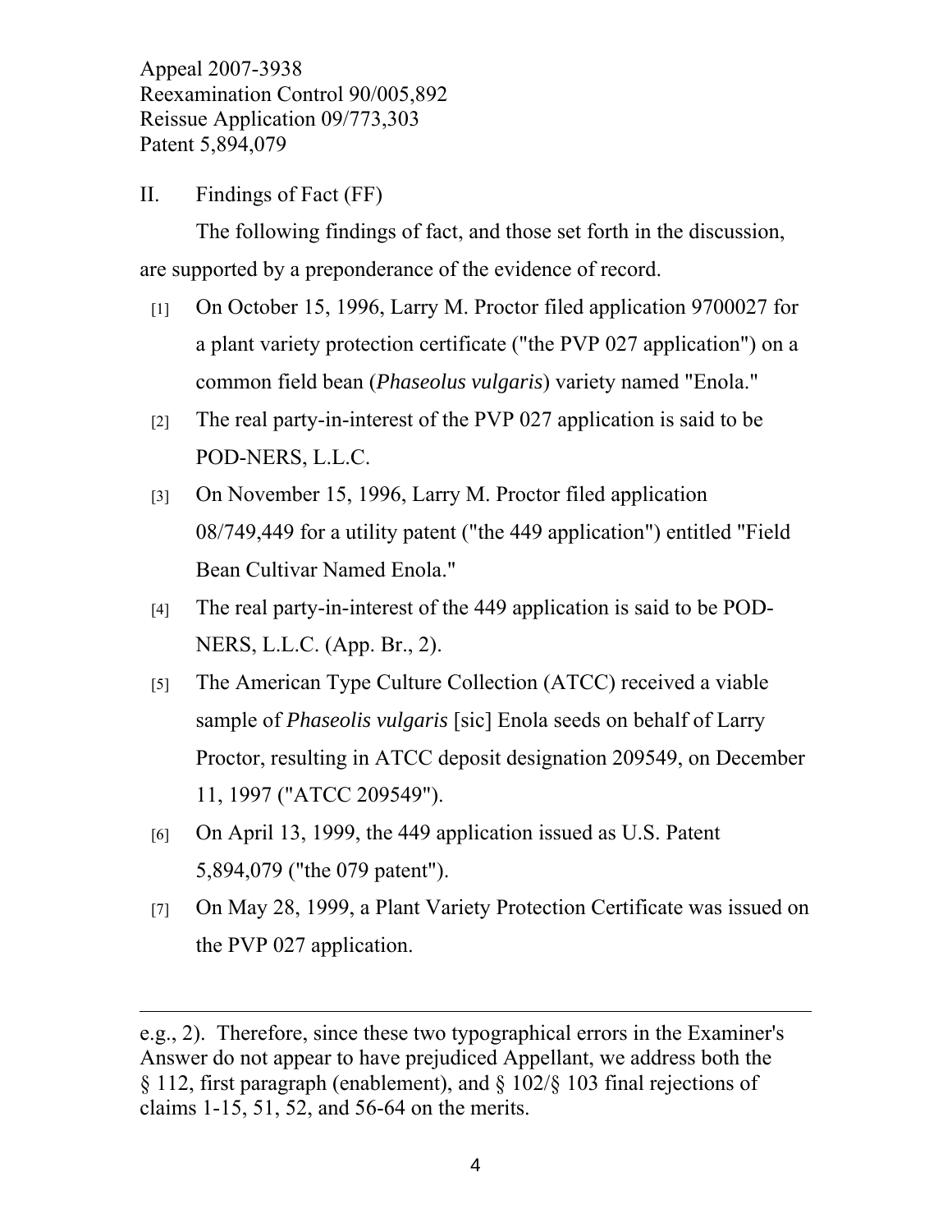## II. Findings of Fact (FF)

The following findings of fact, and those set forth in the discussion, are supported by a preponderance of the evidence of record.

[1] On October 15, 1996, Larry M. Proctor filed application 9700027 for a plant variety protection certificate ("the PVP 027 application") on a common field bean (*Phaseolus vulgaris*) variety named "Enola."

[2] The real party-in-interest of the PVP 027 application is said to be POD-NERS, L.L.C.

[3] On November 15, 1996, Larry M. Proctor filed application 08/749,449 for a utility patent ("the 449 application") entitled "Field Bean Cultivar Named Enola."

[4] The real party-in-interest of the 449 application is said to be POD-NERS, L.L.C. (App. Br., 2).

[5] The American Type Culture Collection (ATCC) received a viable sample of *Phaseolis vulgaris* [sic] Enola seeds on behalf of Larry Proctor, resulting in ATCC deposit designation 209549, on December 11, 1997 ("ATCC 209549").

[6] On April 13, 1999, the 449 application issued as U.S. Patent 5,894,079 ("the 079 patent").

[7] On May 28, 1999, a Plant Variety Protection Certificate was issued on the PVP 027 application.

---

e.g., 2). Therefore, since these two typographical errors in the Examiner's Answer do not appear to have prejudiced Appellant, we address both the § 112, first paragraph (enablement), and § 102/§ 103 final rejections of claims 1-15, 51, 52, and 56-64 on the merits.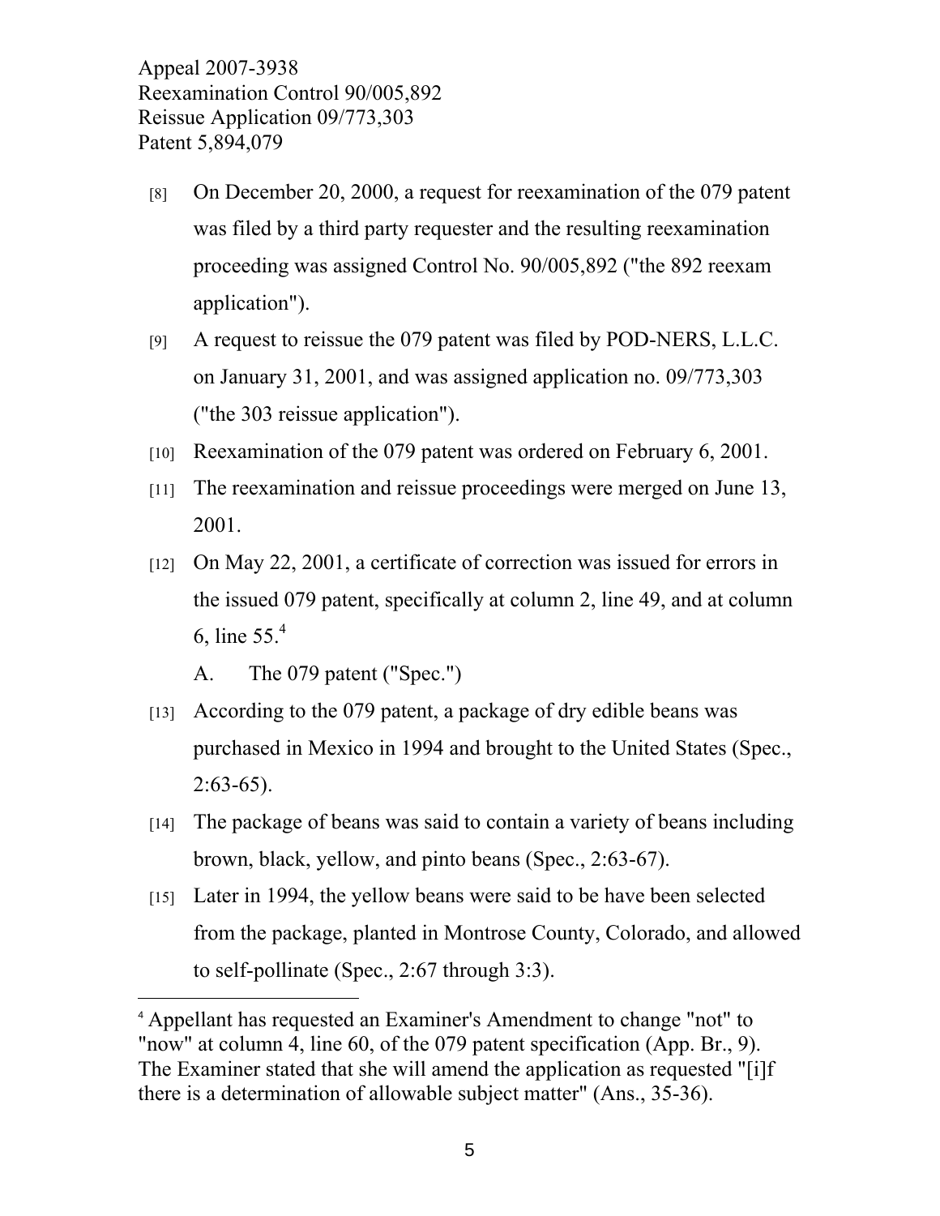[8] On December 20, 2000, a request for reexamination of the 079 patent was filed by a third party requester and the resulting reexamination proceeding was assigned Control No. 90/005,892 ("the 892 reexam application").

[9] A request to reissue the 079 patent was filed by POD-NERS, L.L.C. on January 31, 2001, and was assigned application no. 09/773,303 ("the 303 reissue application").

[10] Reexamination of the 079 patent was ordered on February 6, 2001.

[11] The reexamination and reissue proceedings were merged on June 13, 2001.

[12] On May 22, 2001, a certificate of correction was issued for errors in the issued 079 patent, specifically at column 2, line 49, and at column 6, line 55.[4]

A. The 079 patent ("Spec.")

[13] According to the 079 patent, a package of dry edible beans was purchased in Mexico in 1994 and brought to the United States (Spec., 2:63-65).

[14] The package of beans was said to contain a variety of beans including brown, black, yellow, and pinto beans (Spec., 2:63-67).

[15] Later in 1994, the yellow beans were said to be have been selected from the package, planted in Montrose County, Colorado, and allowed to self-pollinate (Spec., 2:67 through 3:3).

[4] Appellant has requested an Examiner's Amendment to change "not" to "now" at column 4, line 60, of the 079 patent specification (App. Br., 9). The Examiner stated that she will amend the application as requested "[i]f there is a determination of allowable subject matter" (Ans., 35-36).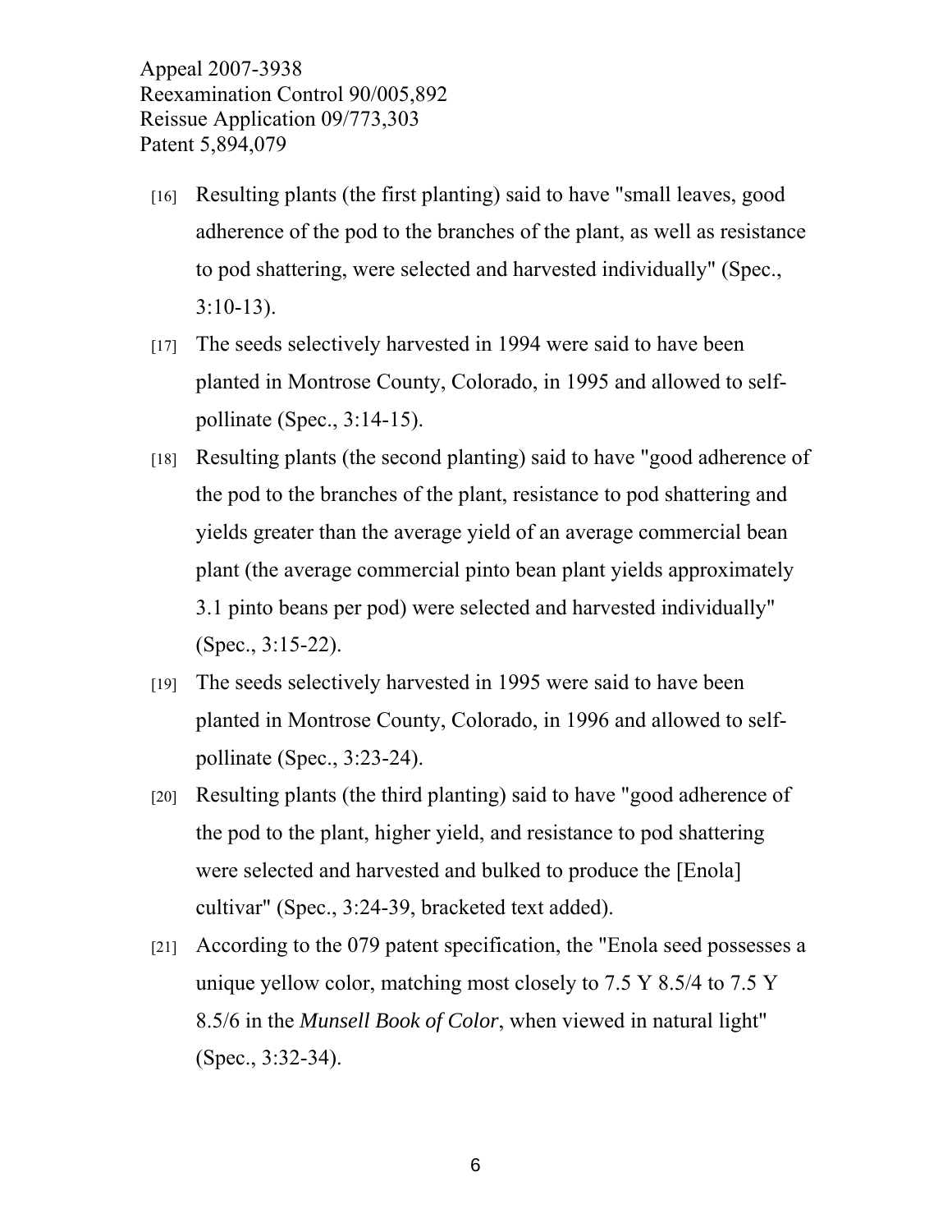[16] Resulting plants (the first planting) said to have "small leaves, good adherence of the pod to the branches of the plant, as well as resistance to pod shattering, were selected and harvested individually" (Spec., 3:10-13).

[17] The seeds selectively harvested in 1994 were said to have been planted in Montrose County, Colorado, in 1995 and allowed to self-pollinate (Spec., 3:14-15).

[18] Resulting plants (the second planting) said to have "good adherence of the pod to the branches of the plant, resistance to pod shattering and yields greater than the average yield of an average commercial bean plant (the average commercial pinto bean plant yields approximately 3.1 pinto beans per pod) were selected and harvested individually" (Spec., 3:15-22).

[19] The seeds selectively harvested in 1995 were said to have been planted in Montrose County, Colorado, in 1996 and allowed to self-pollinate (Spec., 3:23-24).

[20] Resulting plants (the third planting) said to have "good adherence of the pod to the plant, higher yield, and resistance to pod shattering were selected and harvested and bulked to produce the [Enola] cultivar" (Spec., 3:24-39, bracketed text added).

[21] According to the 079 patent specification, the "Enola seed possesses a unique yellow color, matching most closely to 7.5 Y 8.5/4 to 7.5 Y 8.5/6 in the *Munsell Book of Color*, when viewed in natural light" (Spec., 3:32-34).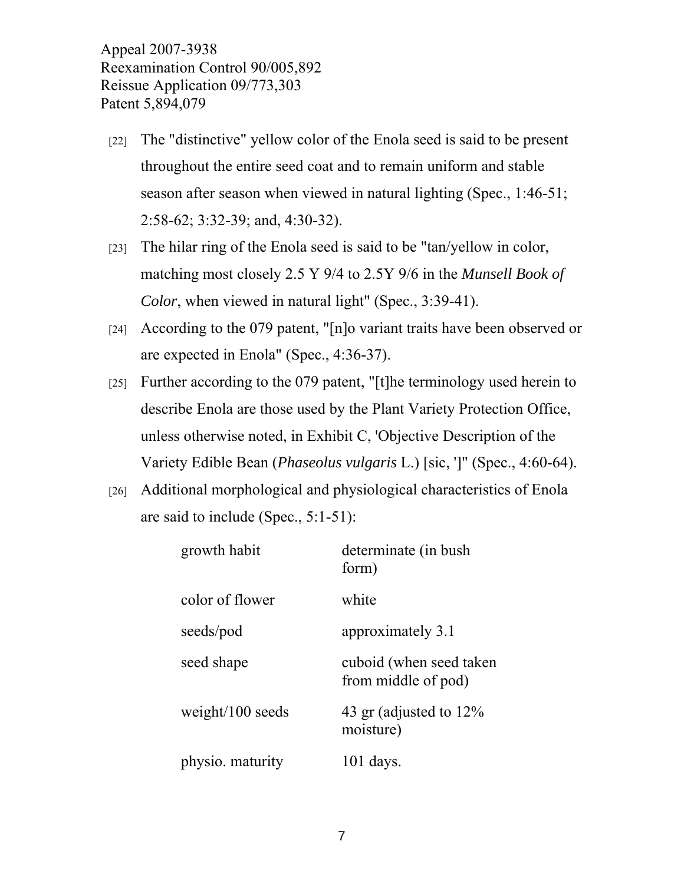[22] The "distinctive" yellow color of the Enola seed is said to be present throughout the entire seed coat and to remain uniform and stable season after season when viewed in natural lighting (Spec., 1:46-51; 2:58-62; 3:32-39; and, 4:30-32).

[23] The hilar ring of the Enola seed is said to be "tan/yellow in color, matching most closely 2.5 Y 9/4 to 2.5Y 9/6 in the *Munsell Book of Color*, when viewed in natural light" (Spec., 3:39-41).

[24] According to the 079 patent, "[n]o variant traits have been observed or are expected in Enola" (Spec., 4:36-37).

[25] Further according to the 079 patent, "[t]he terminology used herein to describe Enola are those used by the Plant Variety Protection Office, unless otherwise noted, in Exhibit C, 'Objective Description of the Variety Edible Bean (*Phaseolus vulgaris* L.) [sic, ']" (Spec., 4:60-64).

[26] Additional morphological and physiological characteristics of Enola are said to include (Spec., 5:1-51):

| | |
|---|---|
| growth habit | determinate (in bush form) |
| color of flower | white |
| seeds/pod | approximately 3.1 |
| seed shape | cuboid (when seed taken from middle of pod) |
| weight/100 seeds | 43 gr (adjusted to 12% moisture) |
| physio. maturity | 101 days. |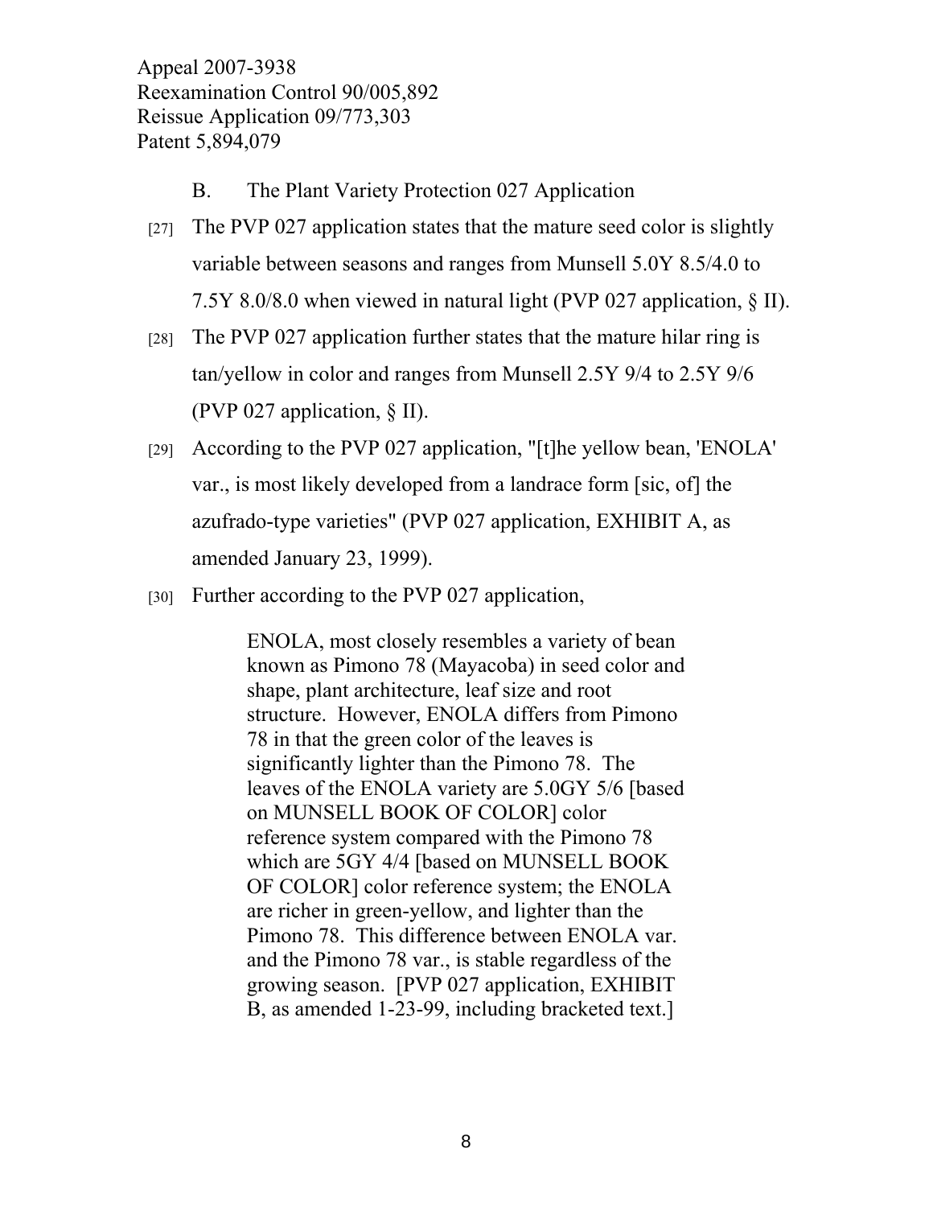B. The Plant Variety Protection 027 Application

[27] The PVP 027 application states that the mature seed color is slightly variable between seasons and ranges from Munsell 5.0Y 8.5/4.0 to 7.5Y 8.0/8.0 when viewed in natural light (PVP 027 application, § II).

[28] The PVP 027 application further states that the mature hilar ring is tan/yellow in color and ranges from Munsell 2.5Y 9/4 to 2.5Y 9/6 (PVP 027 application, § II).

[29] According to the PVP 027 application, "[t]he yellow bean, 'ENOLA' var., is most likely developed from a landrace form [sic, of] the azufrado-type varieties" (PVP 027 application, EXHIBIT A, as amended January 23, 1999).

[30] Further according to the PVP 027 application,

> ENOLA, most closely resembles a variety of bean known as Pimono 78 (Mayacoba) in seed color and shape, plant architecture, leaf size and root structure. However, ENOLA differs from Pimono 78 in that the green color of the leaves is significantly lighter than the Pimono 78. The leaves of the ENOLA variety are 5.0GY 5/6 [based on MUNSELL BOOK OF COLOR] color reference system compared with the Pimono 78 which are 5GY 4/4 [based on MUNSELL BOOK OF COLOR] color reference system; the ENOLA are richer in green-yellow, and lighter than the Pimono 78. This difference between ENOLA var. and the Pimono 78 var., is stable regardless of the growing season. [PVP 027 application, EXHIBIT B, as amended 1-23-99, including bracketed text.]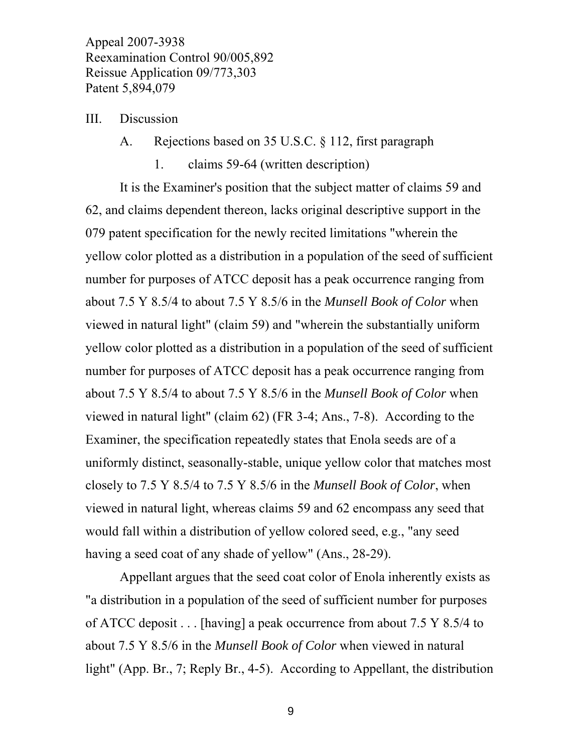III. Discussion

A. Rejections based on 35 U.S.C. § 112, first paragraph

1. claims 59-64 (written description)

It is the Examiner's position that the subject matter of claims 59 and 62, and claims dependent thereon, lacks original descriptive support in the 079 patent specification for the newly recited limitations "wherein the yellow color plotted as a distribution in a population of the seed of sufficient number for purposes of ATCC deposit has a peak occurrence ranging from about 7.5 Y 8.5/4 to about 7.5 Y 8.5/6 in the *Munsell Book of Color* when viewed in natural light" (claim 59) and "wherein the substantially uniform yellow color plotted as a distribution in a population of the seed of sufficient number for purposes of ATCC deposit has a peak occurrence ranging from about 7.5 Y 8.5/4 to about 7.5 Y 8.5/6 in the *Munsell Book of Color* when viewed in natural light" (claim 62) (FR 3-4; Ans., 7-8). According to the Examiner, the specification repeatedly states that Enola seeds are of a uniformly distinct, seasonally-stable, unique yellow color that matches most closely to 7.5 Y 8.5/4 to 7.5 Y 8.5/6 in the *Munsell Book of Color*, when viewed in natural light, whereas claims 59 and 62 encompass any seed that would fall within a distribution of yellow colored seed, e.g., "any seed having a seed coat of any shade of yellow" (Ans., 28-29).

Appellant argues that the seed coat color of Enola inherently exists as "a distribution in a population of the seed of sufficient number for purposes of ATCC deposit . . . [having] a peak occurrence from about 7.5 Y 8.5/4 to about 7.5 Y 8.5/6 in the *Munsell Book of Color* when viewed in natural light" (App. Br., 7; Reply Br., 4-5). According to Appellant, the distribution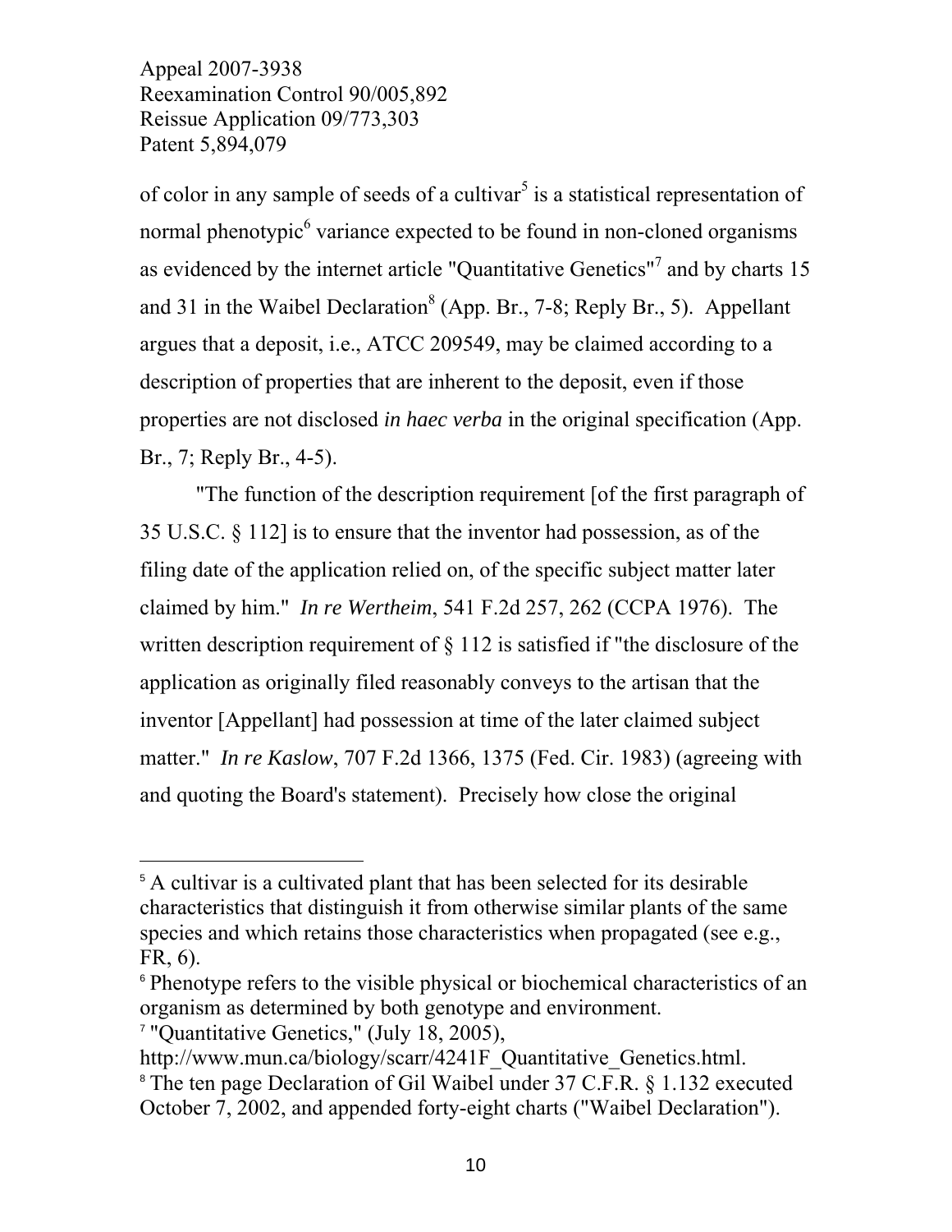of color in any sample of seeds of a cultivar[5] is a statistical representation of normal phenotypic[6] variance expected to be found in non-cloned organisms as evidenced by the internet article "Quantitative Genetics"[7] and by charts 15 and 31 in the Waibel Declaration[8] (App. Br., 7-8; Reply Br., 5). Appellant argues that a deposit, i.e., ATCC 209549, may be claimed according to a description of properties that are inherent to the deposit, even if those properties are not disclosed *in haec verba* in the original specification (App. Br., 7; Reply Br., 4-5).

"The function of the description requirement [of the first paragraph of 35 U.S.C. § 112] is to ensure that the inventor had possession, as of the filing date of the application relied on, of the specific subject matter later claimed by him." *In re Wertheim*, 541 F.2d 257, 262 (CCPA 1976). The written description requirement of § 112 is satisfied if "the disclosure of the application as originally filed reasonably conveys to the artisan that the inventor [Appellant] had possession at time of the later claimed subject matter." *In re Kaslow*, 707 F.2d 1366, 1375 (Fed. Cir. 1983) (agreeing with and quoting the Board's statement). Precisely how close the original

---

[5] A cultivar is a cultivated plant that has been selected for its desirable characteristics that distinguish it from otherwise similar plants of the same species and which retains those characteristics when propagated (see e.g., FR, 6).

[6] Phenotype refers to the visible physical or biochemical characteristics of an organism as determined by both genotype and environment.

[7] "Quantitative Genetics," (July 18, 2005), http://www.mun.ca/biology/scarr/4241F_Quantitative_Genetics.html.

[8] The ten page Declaration of Gil Waibel under 37 C.F.R. § 1.132 executed October 7, 2002, and appended forty-eight charts ("Waibel Declaration").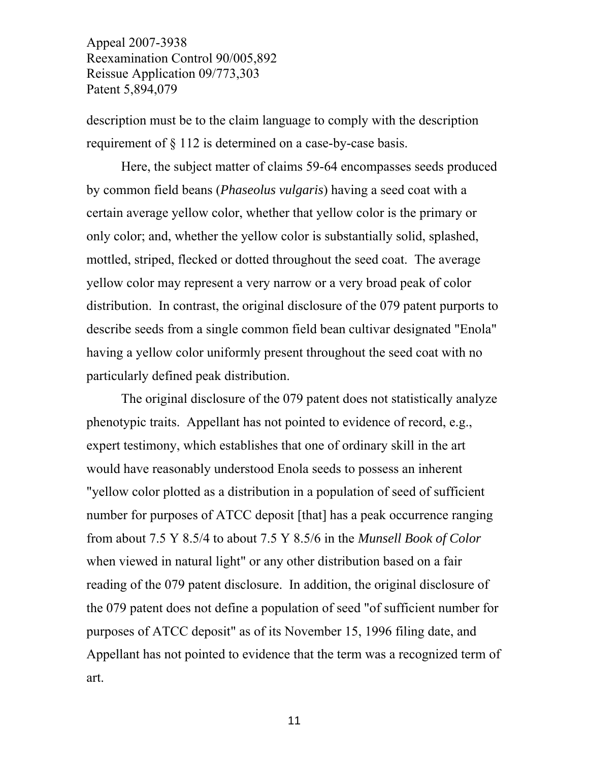description must be to the claim language to comply with the description requirement of § 112 is determined on a case-by-case basis.

Here, the subject matter of claims 59-64 encompasses seeds produced by common field beans (*Phaseolus vulgaris*) having a seed coat with a certain average yellow color, whether that yellow color is the primary or only color; and, whether the yellow color is substantially solid, splashed, mottled, striped, flecked or dotted throughout the seed coat. The average yellow color may represent a very narrow or a very broad peak of color distribution. In contrast, the original disclosure of the 079 patent purports to describe seeds from a single common field bean cultivar designated "Enola" having a yellow color uniformly present throughout the seed coat with no particularly defined peak distribution.

The original disclosure of the 079 patent does not statistically analyze phenotypic traits. Appellant has not pointed to evidence of record, e.g., expert testimony, which establishes that one of ordinary skill in the art would have reasonably understood Enola seeds to possess an inherent "yellow color plotted as a distribution in a population of seed of sufficient number for purposes of ATCC deposit [that] has a peak occurrence ranging from about 7.5 Y 8.5/4 to about 7.5 Y 8.5/6 in the *Munsell Book of Color* when viewed in natural light" or any other distribution based on a fair reading of the 079 patent disclosure. In addition, the original disclosure of the 079 patent does not define a population of seed "of sufficient number for purposes of ATCC deposit" as of its November 15, 1996 filing date, and Appellant has not pointed to evidence that the term was a recognized term of art.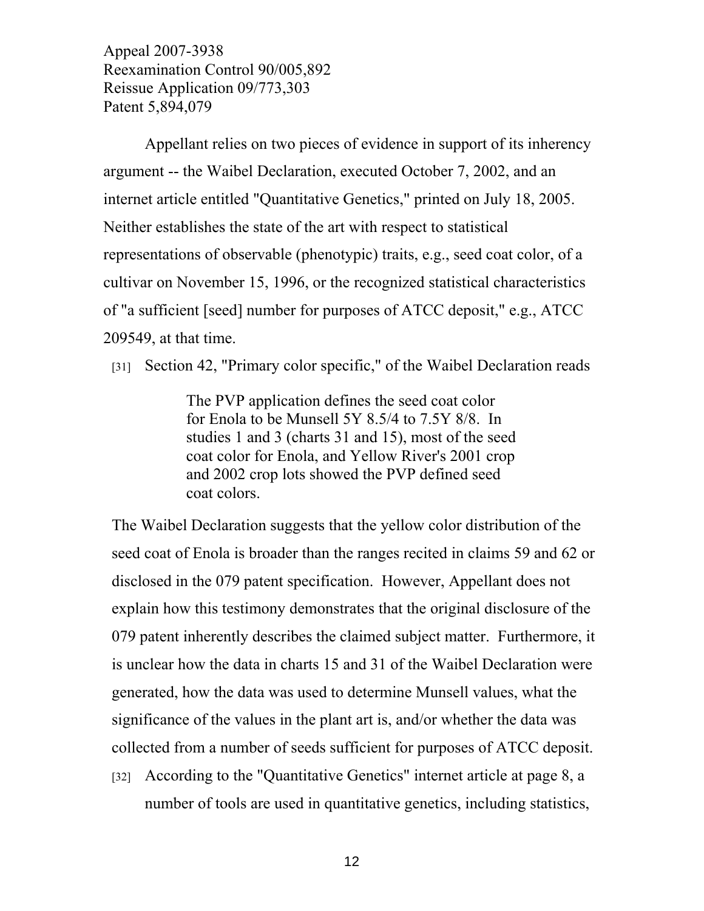Appellant relies on two pieces of evidence in support of its inherency argument -- the Waibel Declaration, executed October 7, 2002, and an internet article entitled "Quantitative Genetics," printed on July 18, 2005. Neither establishes the state of the art with respect to statistical representations of observable (phenotypic) traits, e.g., seed coat color, of a cultivar on November 15, 1996, or the recognized statistical characteristics of "a sufficient [seed] number for purposes of ATCC deposit," e.g., ATCC 209549, at that time.

[31] Section 42, "Primary color specific," of the Waibel Declaration reads

> The PVP application defines the seed coat color for Enola to be Munsell 5Y 8.5/4 to 7.5Y 8/8. In studies 1 and 3 (charts 31 and 15), most of the seed coat color for Enola, and Yellow River's 2001 crop and 2002 crop lots showed the PVP defined seed coat colors.

The Waibel Declaration suggests that the yellow color distribution of the seed coat of Enola is broader than the ranges recited in claims 59 and 62 or disclosed in the 079 patent specification. However, Appellant does not explain how this testimony demonstrates that the original disclosure of the 079 patent inherently describes the claimed subject matter. Furthermore, it is unclear how the data in charts 15 and 31 of the Waibel Declaration were generated, how the data was used to determine Munsell values, what the significance of the values in the plant art is, and/or whether the data was collected from a number of seeds sufficient for purposes of ATCC deposit.

[32] According to the "Quantitative Genetics" internet article at page 8, a number of tools are used in quantitative genetics, including statistics,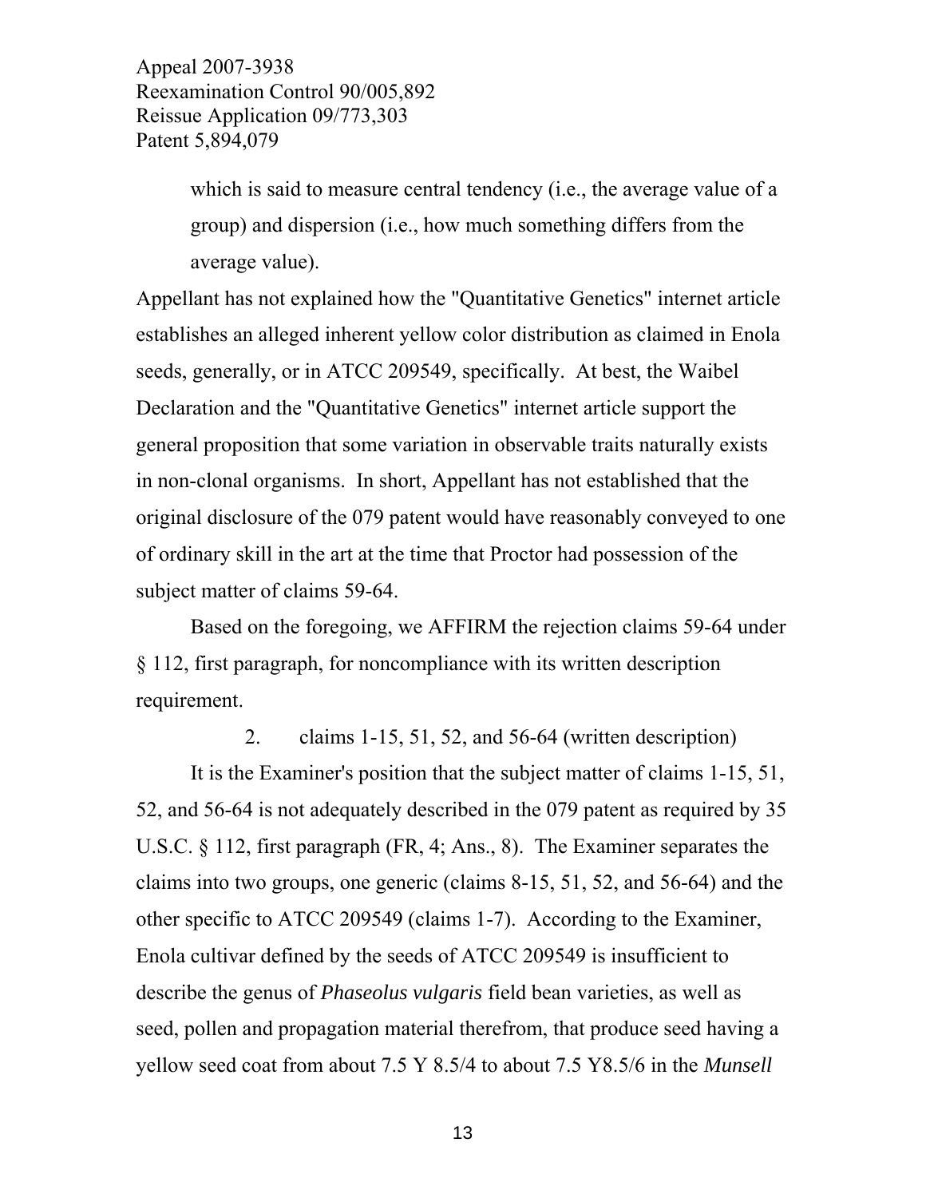which is said to measure central tendency (i.e., the average value of a group) and dispersion (i.e., how much something differs from the average value).

Appellant has not explained how the "Quantitative Genetics" internet article establishes an alleged inherent yellow color distribution as claimed in Enola seeds, generally, or in ATCC 209549, specifically. At best, the Waibel Declaration and the "Quantitative Genetics" internet article support the general proposition that some variation in observable traits naturally exists in non-clonal organisms. In short, Appellant has not established that the original disclosure of the 079 patent would have reasonably conveyed to one of ordinary skill in the art at the time that Proctor had possession of the subject matter of claims 59-64.

Based on the foregoing, we AFFIRM the rejection claims 59-64 under § 112, first paragraph, for noncompliance with its written description requirement.

2. claims 1-15, 51, 52, and 56-64 (written description)

It is the Examiner's position that the subject matter of claims 1-15, 51, 52, and 56-64 is not adequately described in the 079 patent as required by 35 U.S.C. § 112, first paragraph (FR, 4; Ans., 8). The Examiner separates the claims into two groups, one generic (claims 8-15, 51, 52, and 56-64) and the other specific to ATCC 209549 (claims 1-7). According to the Examiner, Enola cultivar defined by the seeds of ATCC 209549 is insufficient to describe the genus of *Phaseolus vulgaris* field bean varieties, as well as seed, pollen and propagation material therefrom, that produce seed having a yellow seed coat from about 7.5 Y 8.5/4 to about 7.5 Y8.5/6 in the *Munsell*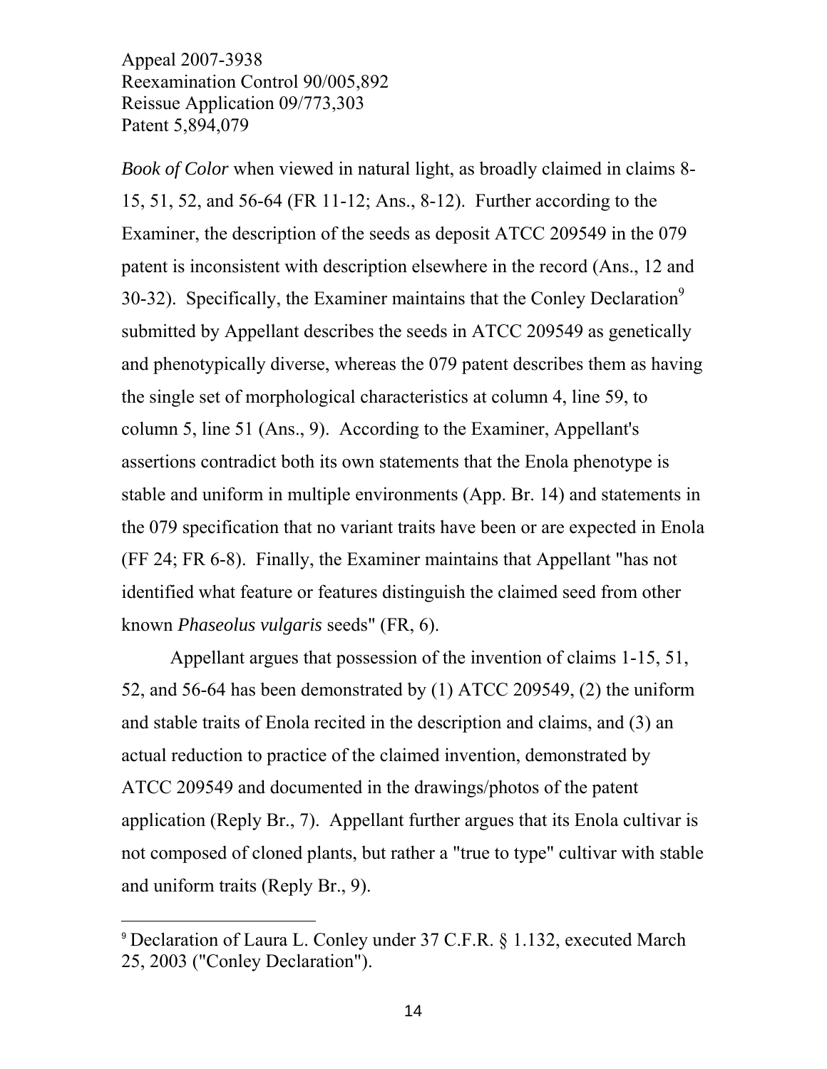*Book of Color* when viewed in natural light, as broadly claimed in claims 8-15, 51, 52, and 56-64 (FR 11-12; Ans., 8-12). Further according to the Examiner, the description of the seeds as deposit ATCC 209549 in the 079 patent is inconsistent with description elsewhere in the record (Ans., 12 and 30-32). Specifically, the Examiner maintains that the Conley Declaration[9] submitted by Appellant describes the seeds in ATCC 209549 as genetically and phenotypically diverse, whereas the 079 patent describes them as having the single set of morphological characteristics at column 4, line 59, to column 5, line 51 (Ans., 9). According to the Examiner, Appellant's assertions contradict both its own statements that the Enola phenotype is stable and uniform in multiple environments (App. Br. 14) and statements in the 079 specification that no variant traits have been or are expected in Enola (FF 24; FR 6-8). Finally, the Examiner maintains that Appellant "has not identified what feature or features distinguish the claimed seed from other known *Phaseolus vulgaris* seeds" (FR, 6).

Appellant argues that possession of the invention of claims 1-15, 51, 52, and 56-64 has been demonstrated by (1) ATCC 209549, (2) the uniform and stable traits of Enola recited in the description and claims, and (3) an actual reduction to practice of the claimed invention, demonstrated by ATCC 209549 and documented in the drawings/photos of the patent application (Reply Br., 7). Appellant further argues that its Enola cultivar is not composed of cloned plants, but rather a "true to type" cultivar with stable and uniform traits (Reply Br., 9).

---

[9] Declaration of Laura L. Conley under 37 C.F.R. § 1.132, executed March 25, 2003 ("Conley Declaration").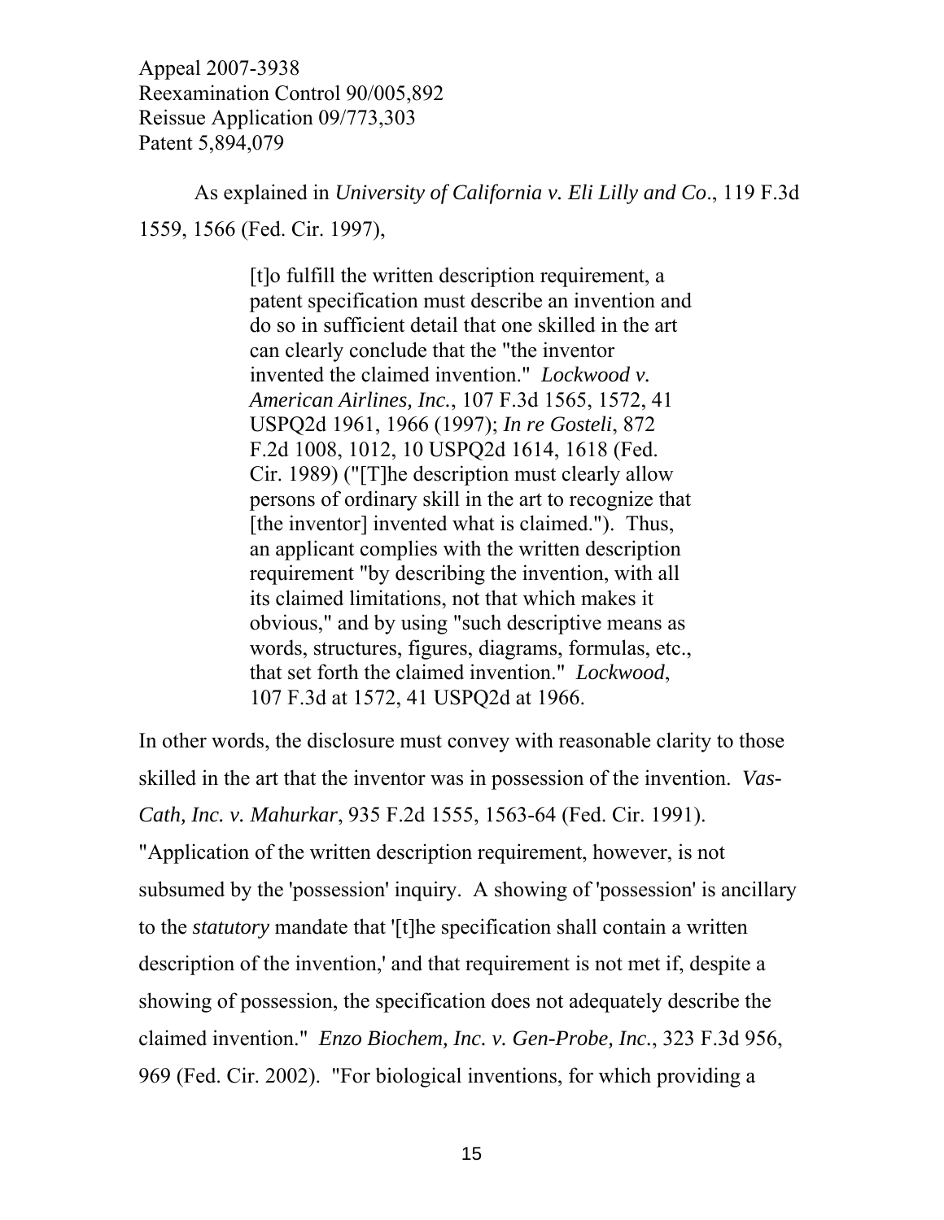As explained in *University of California v. Eli Lilly and Co.*, 119 F.3d 1559, 1566 (Fed. Cir. 1997),

> [t]o fulfill the written description requirement, a patent specification must describe an invention and do so in sufficient detail that one skilled in the art can clearly conclude that the "the inventor invented the claimed invention." *Lockwood v. American Airlines, Inc.*, 107 F.3d 1565, 1572, 41 USPQ2d 1961, 1966 (1997); *In re Gosteli*, 872 F.2d 1008, 1012, 10 USPQ2d 1614, 1618 (Fed. Cir. 1989) ("[T]he description must clearly allow persons of ordinary skill in the art to recognize that [the inventor] invented what is claimed."). Thus, an applicant complies with the written description requirement "by describing the invention, with all its claimed limitations, not that which makes it obvious," and by using "such descriptive means as words, structures, figures, diagrams, formulas, etc., that set forth the claimed invention." *Lockwood*, 107 F.3d at 1572, 41 USPQ2d at 1966.

In other words, the disclosure must convey with reasonable clarity to those skilled in the art that the inventor was in possession of the invention. *Vas-Cath, Inc. v. Mahurkar*, 935 F.2d 1555, 1563-64 (Fed. Cir. 1991). "Application of the written description requirement, however, is not subsumed by the 'possession' inquiry. A showing of 'possession' is ancillary to the *statutory* mandate that '[t]he specification shall contain a written description of the invention,' and that requirement is not met if, despite a showing of possession, the specification does not adequately describe the claimed invention." *Enzo Biochem, Inc. v. Gen-Probe, Inc.*, 323 F.3d 956, 969 (Fed. Cir. 2002). "For biological inventions, for which providing a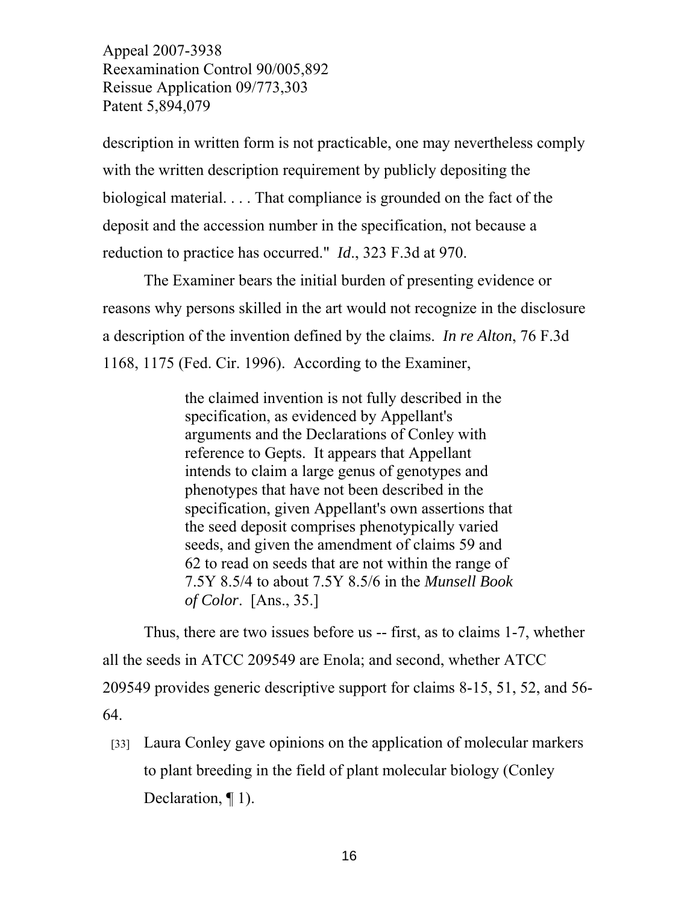description in written form is not practicable, one may nevertheless comply with the written description requirement by publicly depositing the biological material. . . . That compliance is grounded on the fact of the deposit and the accession number in the specification, not because a reduction to practice has occurred." *Id*., 323 F.3d at 970.

The Examiner bears the initial burden of presenting evidence or reasons why persons skilled in the art would not recognize in the disclosure a description of the invention defined by the claims. *In re Alton*, 76 F.3d 1168, 1175 (Fed. Cir. 1996). According to the Examiner,

> the claimed invention is not fully described in the specification, as evidenced by Appellant's arguments and the Declarations of Conley with reference to Gepts. It appears that Appellant intends to claim a large genus of genotypes and phenotypes that have not been described in the specification, given Appellant's own assertions that the seed deposit comprises phenotypically varied seeds, and given the amendment of claims 59 and 62 to read on seeds that are not within the range of 7.5Y 8.5/4 to about 7.5Y 8.5/6 in the *Munsell Book of Color*. [Ans., 35.]

Thus, there are two issues before us -- first, as to claims 1-7, whether all the seeds in ATCC 209549 are Enola; and second, whether ATCC 209549 provides generic descriptive support for claims 8-15, 51, 52, and 56-64.

[33] Laura Conley gave opinions on the application of molecular markers to plant breeding in the field of plant molecular biology (Conley Declaration, ¶ 1).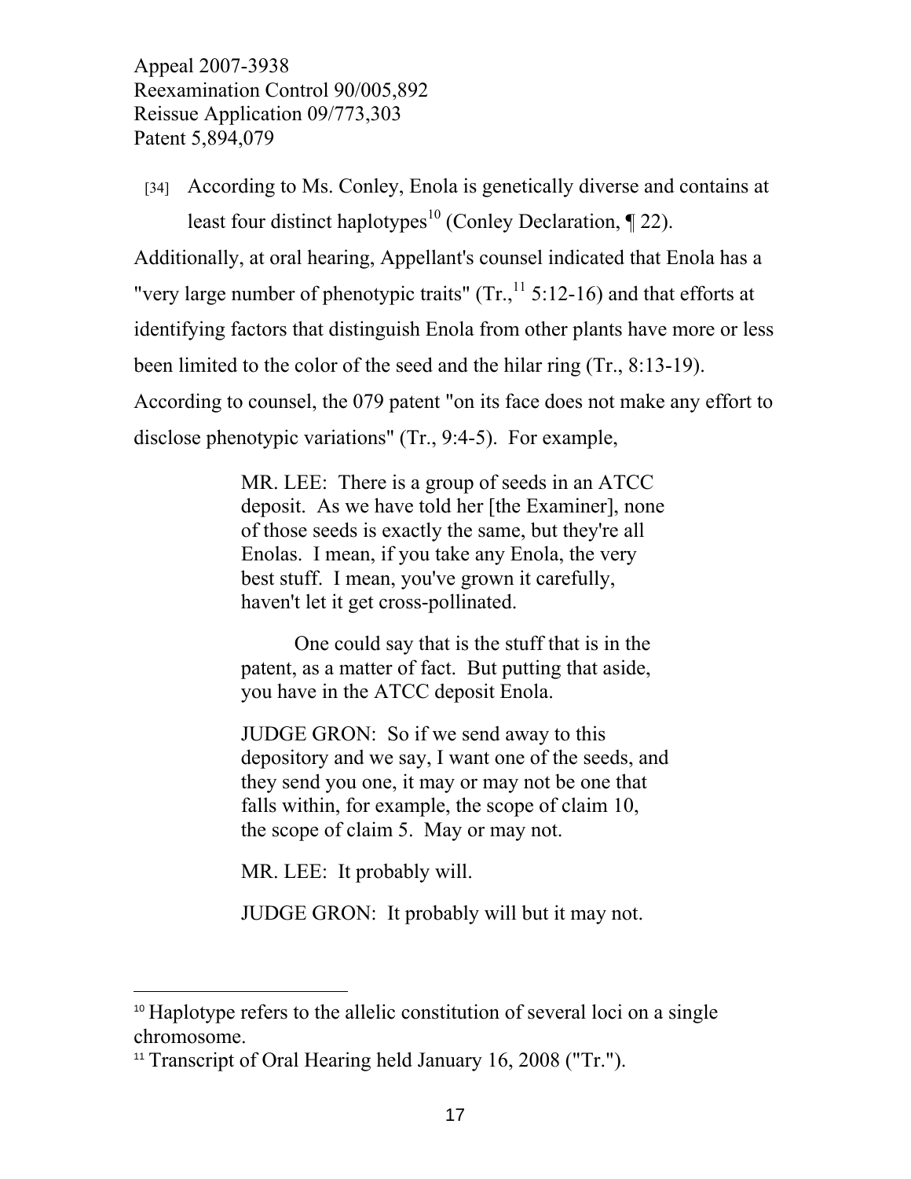[34] According to Ms. Conley, Enola is genetically diverse and contains at least four distinct haplotypes[10] (Conley Declaration, ¶ 22).

Additionally, at oral hearing, Appellant's counsel indicated that Enola has a "very large number of phenotypic traits" (Tr.,[11] 5:12-16) and that efforts at identifying factors that distinguish Enola from other plants have more or less been limited to the color of the seed and the hilar ring (Tr., 8:13-19). According to counsel, the 079 patent "on its face does not make any effort to disclose phenotypic variations" (Tr., 9:4-5). For example,

> MR. LEE: There is a group of seeds in an ATCC deposit. As we have told her [the Examiner], none of those seeds is exactly the same, but they're all Enolas. I mean, if you take any Enola, the very best stuff. I mean, you've grown it carefully, haven't let it get cross-pollinated.
>
> One could say that is the stuff that is in the patent, as a matter of fact. But putting that aside, you have in the ATCC deposit Enola.
>
> JUDGE GRON: So if we send away to this depository and we say, I want one of the seeds, and they send you one, it may or may not be one that falls within, for example, the scope of claim 10, the scope of claim 5. May or may not.
>
> MR. LEE: It probably will.
>
> JUDGE GRON: It probably will but it may not.

---

[10] Haplotype refers to the allelic constitution of several loci on a single chromosome.

[11] Transcript of Oral Hearing held January 16, 2008 ("Tr.").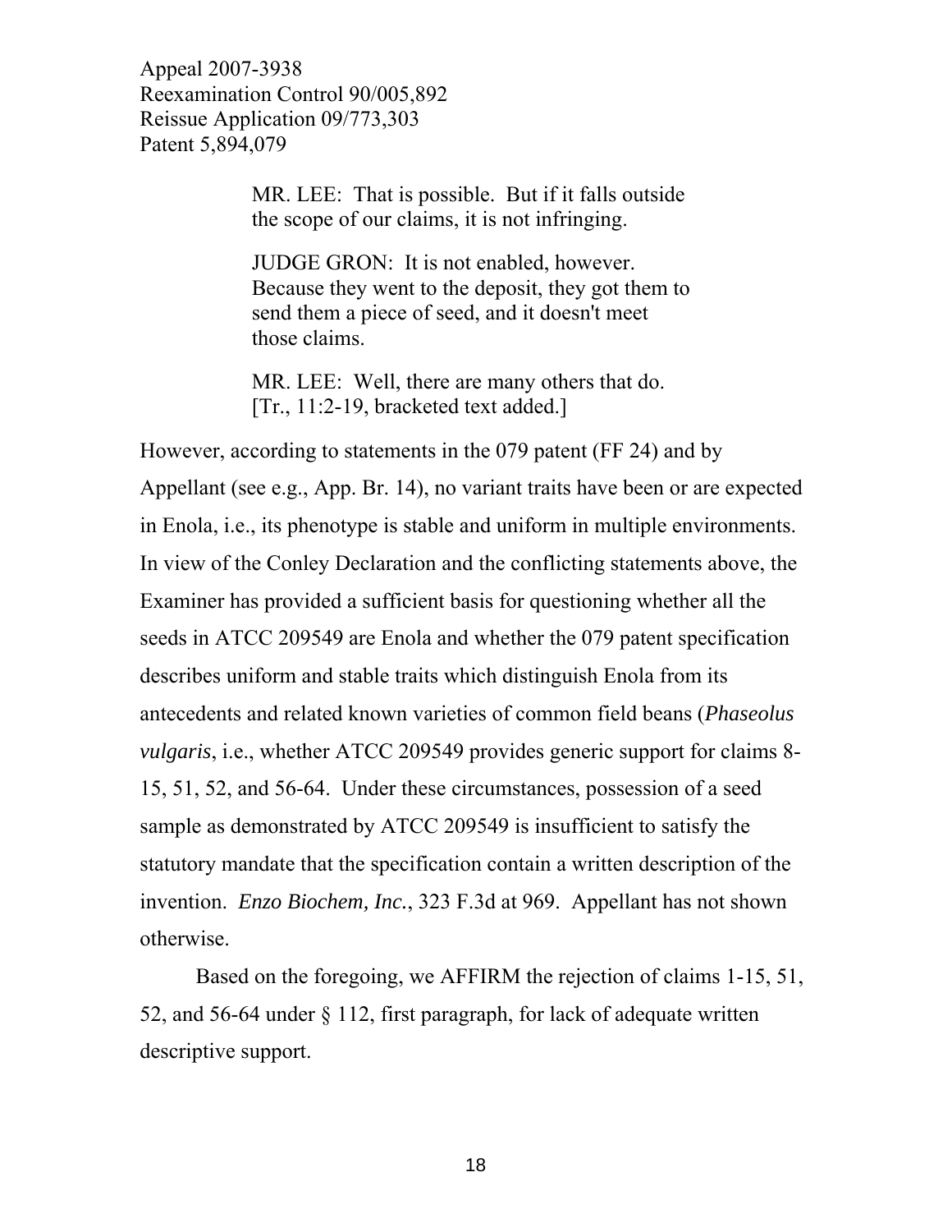> MR. LEE: That is possible. But if it falls outside the scope of our claims, it is not infringing.
>
> JUDGE GRON: It is not enabled, however. Because they went to the deposit, they got them to send them a piece of seed, and it doesn't meet those claims.
>
> MR. LEE: Well, there are many others that do. [Tr., 11:2-19, bracketed text added.]

However, according to statements in the 079 patent (FF 24) and by Appellant (see e.g., App. Br. 14), no variant traits have been or are expected in Enola, i.e., its phenotype is stable and uniform in multiple environments. In view of the Conley Declaration and the conflicting statements above, the Examiner has provided a sufficient basis for questioning whether all the seeds in ATCC 209549 are Enola and whether the 079 patent specification describes uniform and stable traits which distinguish Enola from its antecedents and related known varieties of common field beans (*Phaseolus vulgaris*, i.e., whether ATCC 209549 provides generic support for claims 8-15, 51, 52, and 56-64. Under these circumstances, possession of a seed sample as demonstrated by ATCC 209549 is insufficient to satisfy the statutory mandate that the specification contain a written description of the invention. *Enzo Biochem, Inc.*, 323 F.3d at 969. Appellant has not shown otherwise.

Based on the foregoing, we AFFIRM the rejection of claims 1-15, 51, 52, and 56-64 under § 112, first paragraph, for lack of adequate written descriptive support.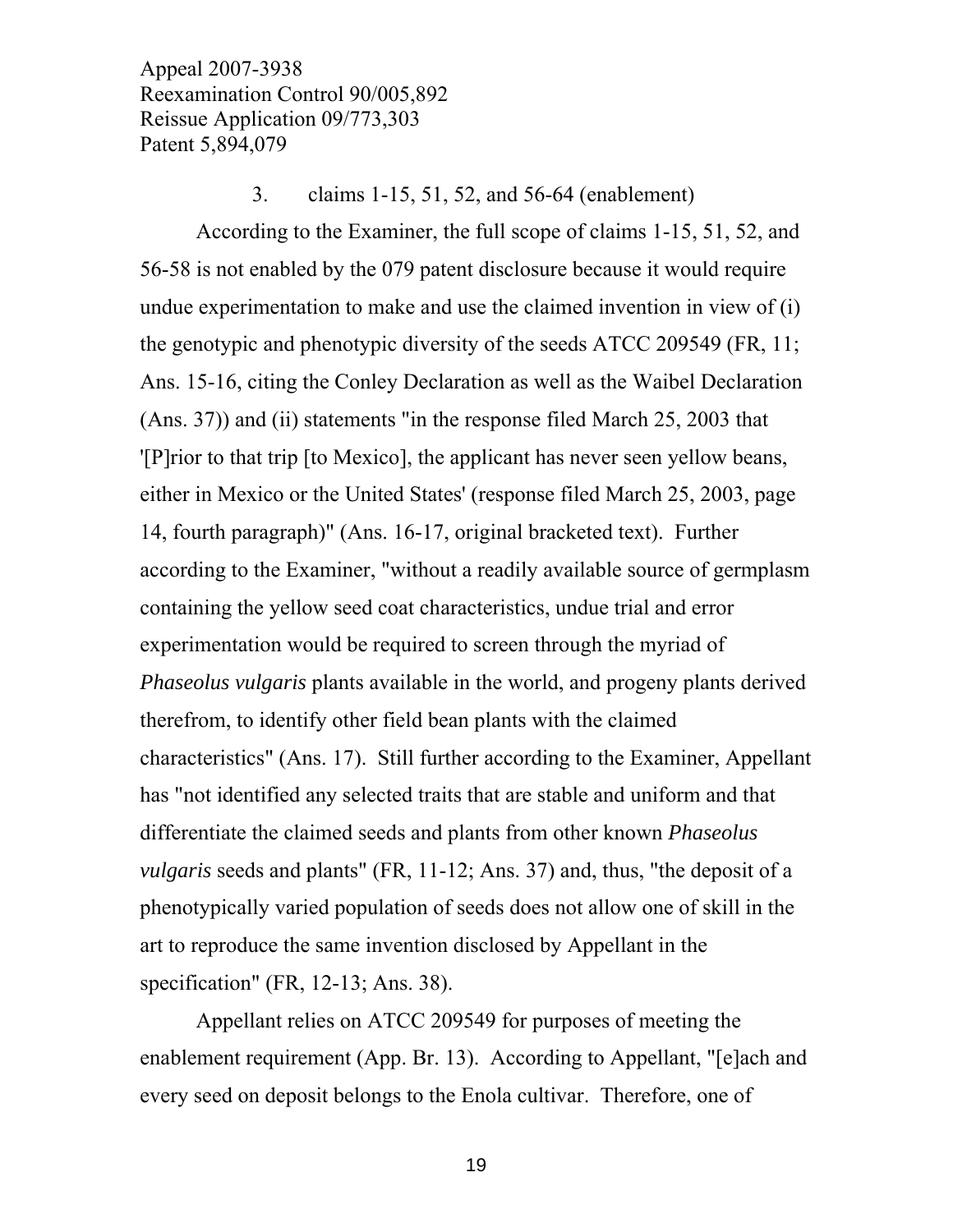3. claims 1-15, 51, 52, and 56-64 (enablement)

According to the Examiner, the full scope of claims 1-15, 51, 52, and 56-58 is not enabled by the 079 patent disclosure because it would require undue experimentation to make and use the claimed invention in view of (i) the genotypic and phenotypic diversity of the seeds ATCC 209549 (FR, 11; Ans. 15-16, citing the Conley Declaration as well as the Waibel Declaration (Ans. 37)) and (ii) statements "in the response filed March 25, 2003 that '[P]rior to that trip [to Mexico], the applicant has never seen yellow beans, either in Mexico or the United States' (response filed March 25, 2003, page 14, fourth paragraph)" (Ans. 16-17, original bracketed text). Further according to the Examiner, "without a readily available source of germplasm containing the yellow seed coat characteristics, undue trial and error experimentation would be required to screen through the myriad of *Phaseolus vulgaris* plants available in the world, and progeny plants derived therefrom, to identify other field bean plants with the claimed characteristics" (Ans. 17). Still further according to the Examiner, Appellant has "not identified any selected traits that are stable and uniform and that differentiate the claimed seeds and plants from other known *Phaseolus vulgaris* seeds and plants" (FR, 11-12; Ans. 37) and, thus, "the deposit of a phenotypically varied population of seeds does not allow one of skill in the art to reproduce the same invention disclosed by Appellant in the specification" (FR, 12-13; Ans. 38).

Appellant relies on ATCC 209549 for purposes of meeting the enablement requirement (App. Br. 13). According to Appellant, "[e]ach and every seed on deposit belongs to the Enola cultivar. Therefore, one of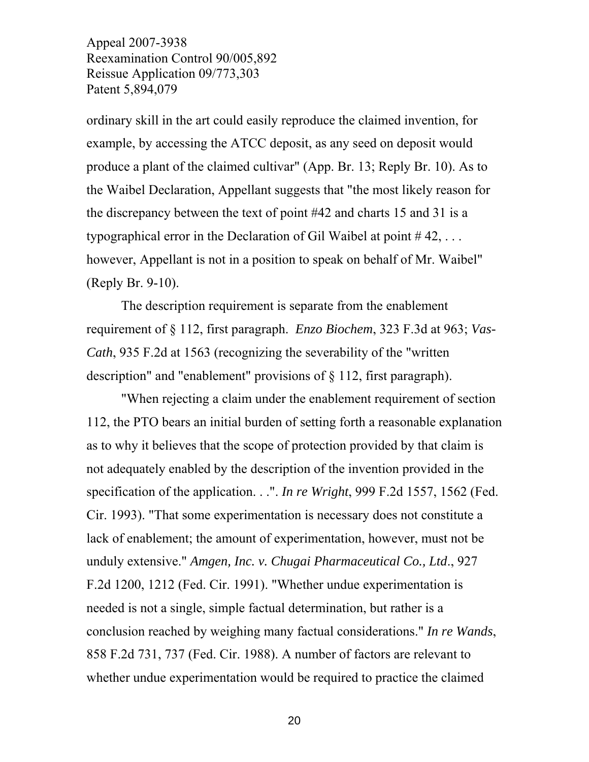ordinary skill in the art could easily reproduce the claimed invention, for example, by accessing the ATCC deposit, as any seed on deposit would produce a plant of the claimed cultivar" (App. Br. 13; Reply Br. 10). As to the Waibel Declaration, Appellant suggests that "the most likely reason for the discrepancy between the text of point #42 and charts 15 and 31 is a typographical error in the Declaration of Gil Waibel at point # 42, . . . however, Appellant is not in a position to speak on behalf of Mr. Waibel" (Reply Br. 9-10).

The description requirement is separate from the enablement requirement of § 112, first paragraph. *Enzo Biochem*, 323 F.3d at 963; *Vas-Cath*, 935 F.2d at 1563 (recognizing the severability of the "written description" and "enablement" provisions of § 112, first paragraph).

"When rejecting a claim under the enablement requirement of section 112, the PTO bears an initial burden of setting forth a reasonable explanation as to why it believes that the scope of protection provided by that claim is not adequately enabled by the description of the invention provided in the specification of the application. . .". *In re Wright*, 999 F.2d 1557, 1562 (Fed. Cir. 1993). "That some experimentation is necessary does not constitute a lack of enablement; the amount of experimentation, however, must not be unduly extensive." *Amgen, Inc. v. Chugai Pharmaceutical Co., Ltd*., 927 F.2d 1200, 1212 (Fed. Cir. 1991). "Whether undue experimentation is needed is not a single, simple factual determination, but rather is a conclusion reached by weighing many factual considerations." *In re Wands*, 858 F.2d 731, 737 (Fed. Cir. 1988). A number of factors are relevant to whether undue experimentation would be required to practice the claimed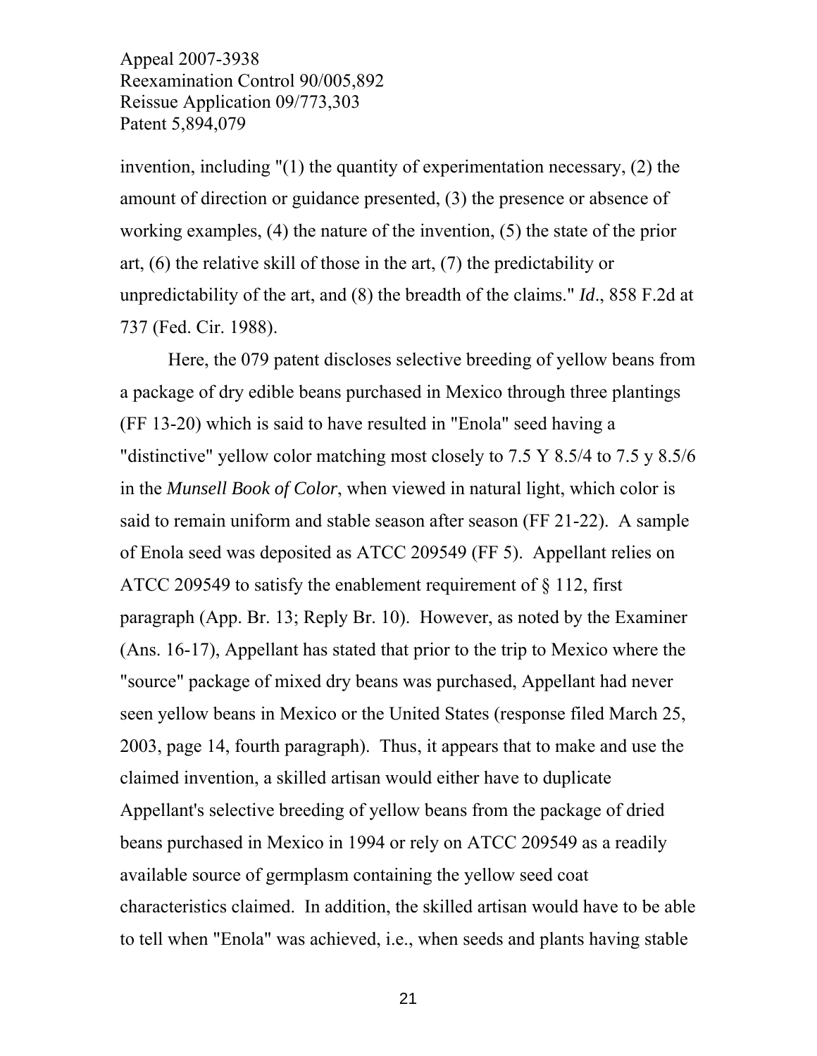invention, including "(1) the quantity of experimentation necessary, (2) the amount of direction or guidance presented, (3) the presence or absence of working examples, (4) the nature of the invention, (5) the state of the prior art, (6) the relative skill of those in the art, (7) the predictability or unpredictability of the art, and (8) the breadth of the claims." *Id*., 858 F.2d at 737 (Fed. Cir. 1988).

Here, the 079 patent discloses selective breeding of yellow beans from a package of dry edible beans purchased in Mexico through three plantings (FF 13-20) which is said to have resulted in "Enola" seed having a "distinctive" yellow color matching most closely to 7.5 Y 8.5/4 to 7.5 y 8.5/6 in the *Munsell Book of Color*, when viewed in natural light, which color is said to remain uniform and stable season after season (FF 21-22). A sample of Enola seed was deposited as ATCC 209549 (FF 5). Appellant relies on ATCC 209549 to satisfy the enablement requirement of § 112, first paragraph (App. Br. 13; Reply Br. 10). However, as noted by the Examiner (Ans. 16-17), Appellant has stated that prior to the trip to Mexico where the "source" package of mixed dry beans was purchased, Appellant had never seen yellow beans in Mexico or the United States (response filed March 25, 2003, page 14, fourth paragraph). Thus, it appears that to make and use the claimed invention, a skilled artisan would either have to duplicate Appellant's selective breeding of yellow beans from the package of dried beans purchased in Mexico in 1994 or rely on ATCC 209549 as a readily available source of germplasm containing the yellow seed coat characteristics claimed. In addition, the skilled artisan would have to be able to tell when "Enola" was achieved, i.e., when seeds and plants having stable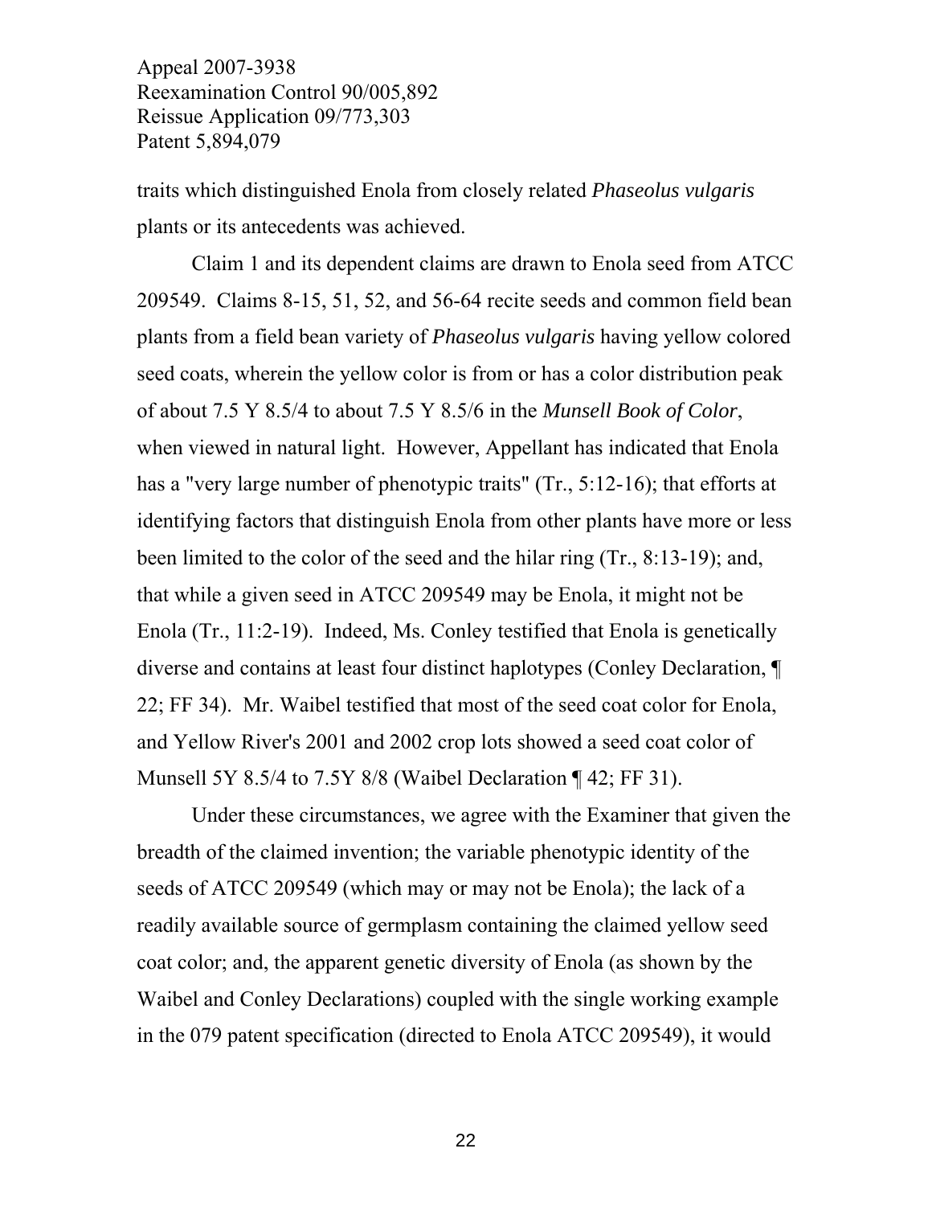traits which distinguished Enola from closely related *Phaseolus vulgaris* plants or its antecedents was achieved.

Claim 1 and its dependent claims are drawn to Enola seed from ATCC 209549. Claims 8-15, 51, 52, and 56-64 recite seeds and common field bean plants from a field bean variety of *Phaseolus vulgaris* having yellow colored seed coats, wherein the yellow color is from or has a color distribution peak of about 7.5 Y 8.5/4 to about 7.5 Y 8.5/6 in the *Munsell Book of Color*, when viewed in natural light. However, Appellant has indicated that Enola has a "very large number of phenotypic traits" (Tr., 5:12-16); that efforts at identifying factors that distinguish Enola from other plants have more or less been limited to the color of the seed and the hilar ring (Tr., 8:13-19); and, that while a given seed in ATCC 209549 may be Enola, it might not be Enola (Tr., 11:2-19). Indeed, Ms. Conley testified that Enola is genetically diverse and contains at least four distinct haplotypes (Conley Declaration, ¶ 22; FF 34). Mr. Waibel testified that most of the seed coat color for Enola, and Yellow River's 2001 and 2002 crop lots showed a seed coat color of Munsell 5Y 8.5/4 to 7.5Y 8/8 (Waibel Declaration ¶ 42; FF 31).

Under these circumstances, we agree with the Examiner that given the breadth of the claimed invention; the variable phenotypic identity of the seeds of ATCC 209549 (which may or may not be Enola); the lack of a readily available source of germplasm containing the claimed yellow seed coat color; and, the apparent genetic diversity of Enola (as shown by the Waibel and Conley Declarations) coupled with the single working example in the 079 patent specification (directed to Enola ATCC 209549), it would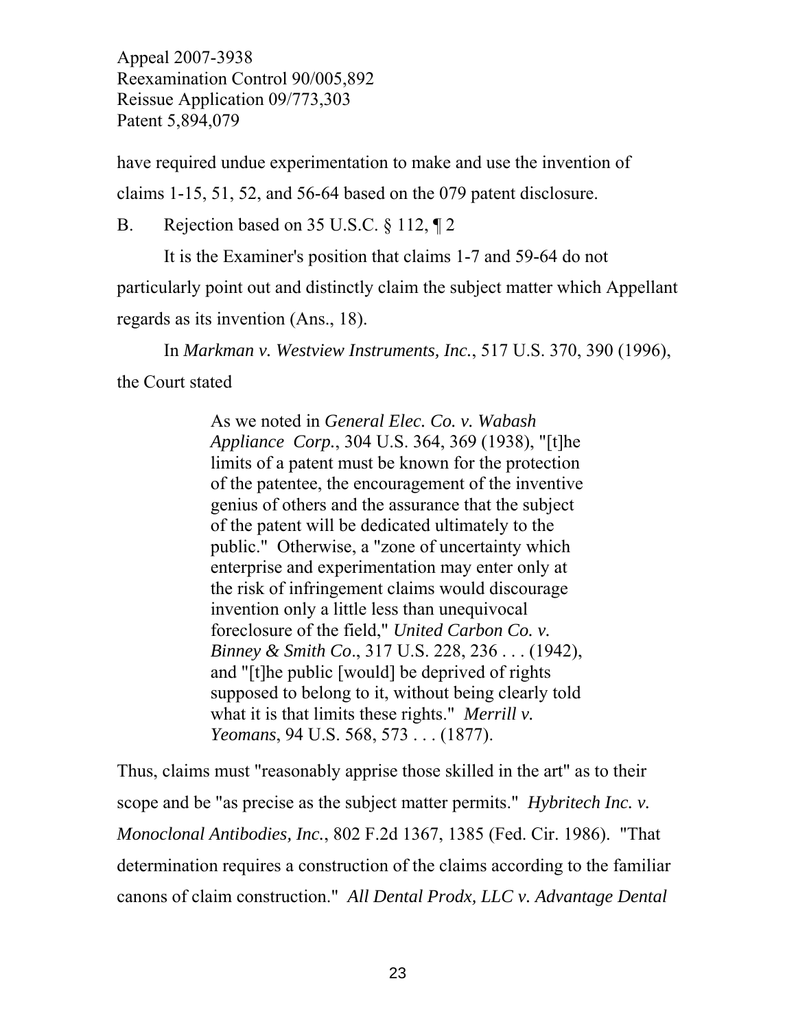have required undue experimentation to make and use the invention of claims 1-15, 51, 52, and 56-64 based on the 079 patent disclosure.

B. Rejection based on 35 U.S.C. § 112, ¶ 2

It is the Examiner's position that claims 1-7 and 59-64 do not particularly point out and distinctly claim the subject matter which Appellant regards as its invention (Ans., 18).

In *Markman v. Westview Instruments, Inc.*, 517 U.S. 370, 390 (1996), the Court stated

> As we noted in *General Elec. Co. v. Wabash Appliance Corp.*, 304 U.S. 364, 369 (1938), "[t]he limits of a patent must be known for the protection of the patentee, the encouragement of the inventive genius of others and the assurance that the subject of the patent will be dedicated ultimately to the public." Otherwise, a "zone of uncertainty which enterprise and experimentation may enter only at the risk of infringement claims would discourage invention only a little less than unequivocal foreclosure of the field," *United Carbon Co. v. Binney & Smith Co*., 317 U.S. 228, 236 . . . (1942), and "[t]he public [would] be deprived of rights supposed to belong to it, without being clearly told what it is that limits these rights." *Merrill v. Yeomans*, 94 U.S. 568, 573 . . . (1877).

Thus, claims must "reasonably apprise those skilled in the art" as to their scope and be "as precise as the subject matter permits." *Hybritech Inc. v. Monoclonal Antibodies, Inc.*, 802 F.2d 1367, 1385 (Fed. Cir. 1986). "That determination requires a construction of the claims according to the familiar canons of claim construction." *All Dental Prodx, LLC v. Advantage Dental*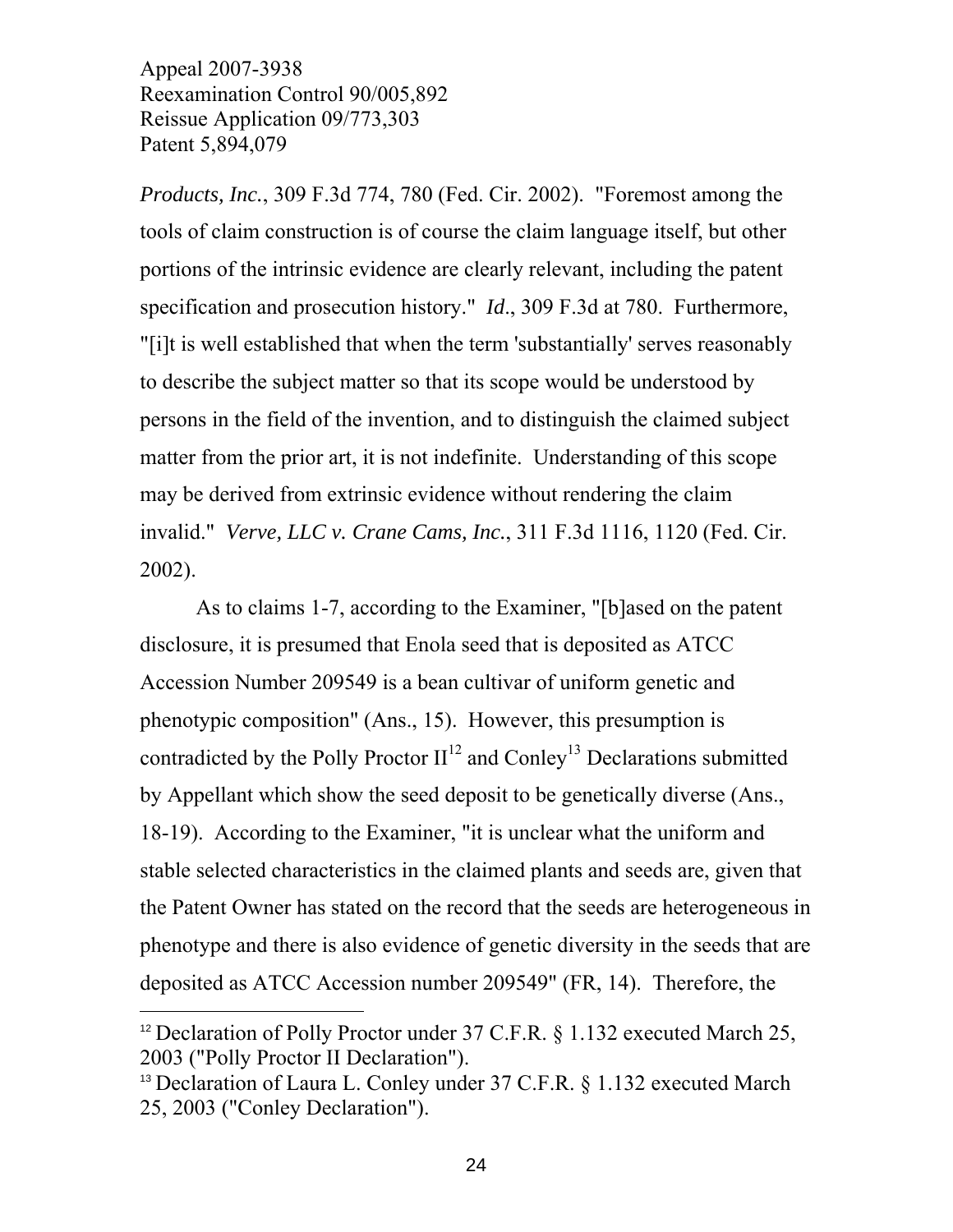*Products, Inc.*, 309 F.3d 774, 780 (Fed. Cir. 2002). "Foremost among the tools of claim construction is of course the claim language itself, but other portions of the intrinsic evidence are clearly relevant, including the patent specification and prosecution history." *Id*., 309 F.3d at 780. Furthermore, "[i]t is well established that when the term 'substantially' serves reasonably to describe the subject matter so that its scope would be understood by persons in the field of the invention, and to distinguish the claimed subject matter from the prior art, it is not indefinite. Understanding of this scope may be derived from extrinsic evidence without rendering the claim invalid." *Verve, LLC v. Crane Cams, Inc.*, 311 F.3d 1116, 1120 (Fed. Cir. 2002).

As to claims 1-7, according to the Examiner, "[b]ased on the patent disclosure, it is presumed that Enola seed that is deposited as ATCC Accession Number 209549 is a bean cultivar of uniform genetic and phenotypic composition" (Ans., 15). However, this presumption is contradicted by the Polly Proctor II[12] and Conley[13] Declarations submitted by Appellant which show the seed deposit to be genetically diverse (Ans., 18-19). According to the Examiner, "it is unclear what the uniform and stable selected characteristics in the claimed plants and seeds are, given that the Patent Owner has stated on the record that the seeds are heterogeneous in phenotype and there is also evidence of genetic diversity in the seeds that are deposited as ATCC Accession number 209549" (FR, 14). Therefore, the

[12] Declaration of Polly Proctor under 37 C.F.R. § 1.132 executed March 25, 2003 ("Polly Proctor II Declaration").

[13] Declaration of Laura L. Conley under 37 C.F.R. § 1.132 executed March 25, 2003 ("Conley Declaration").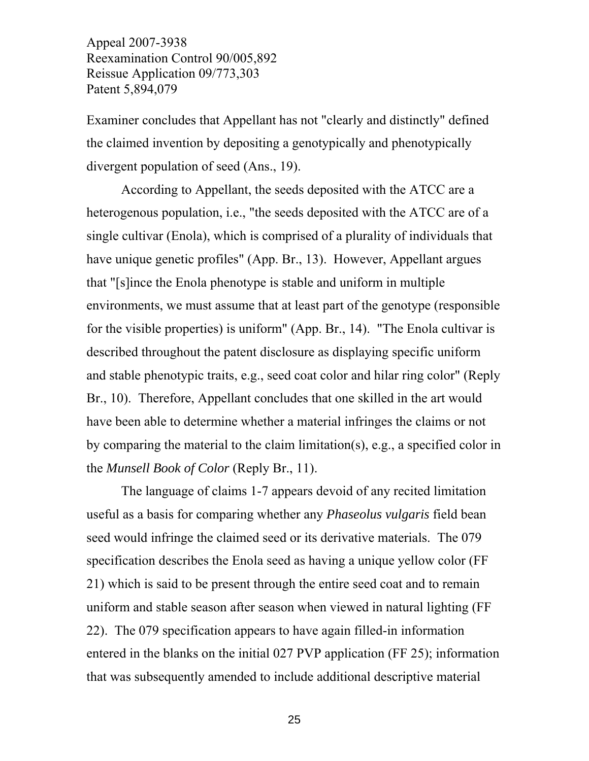Examiner concludes that Appellant has not "clearly and distinctly" defined the claimed invention by depositing a genotypically and phenotypically divergent population of seed (Ans., 19).

According to Appellant, the seeds deposited with the ATCC are a heterogenous population, i.e., "the seeds deposited with the ATCC are of a single cultivar (Enola), which is comprised of a plurality of individuals that have unique genetic profiles" (App. Br., 13). However, Appellant argues that "[s]ince the Enola phenotype is stable and uniform in multiple environments, we must assume that at least part of the genotype (responsible for the visible properties) is uniform" (App. Br., 14). "The Enola cultivar is described throughout the patent disclosure as displaying specific uniform and stable phenotypic traits, e.g., seed coat color and hilar ring color" (Reply Br., 10). Therefore, Appellant concludes that one skilled in the art would have been able to determine whether a material infringes the claims or not by comparing the material to the claim limitation(s), e.g., a specified color in the *Munsell Book of Color* (Reply Br., 11).

The language of claims 1-7 appears devoid of any recited limitation useful as a basis for comparing whether any *Phaseolus vulgaris* field bean seed would infringe the claimed seed or its derivative materials. The 079 specification describes the Enola seed as having a unique yellow color (FF 21) which is said to be present through the entire seed coat and to remain uniform and stable season after season when viewed in natural lighting (FF 22). The 079 specification appears to have again filled-in information entered in the blanks on the initial 027 PVP application (FF 25); information that was subsequently amended to include additional descriptive material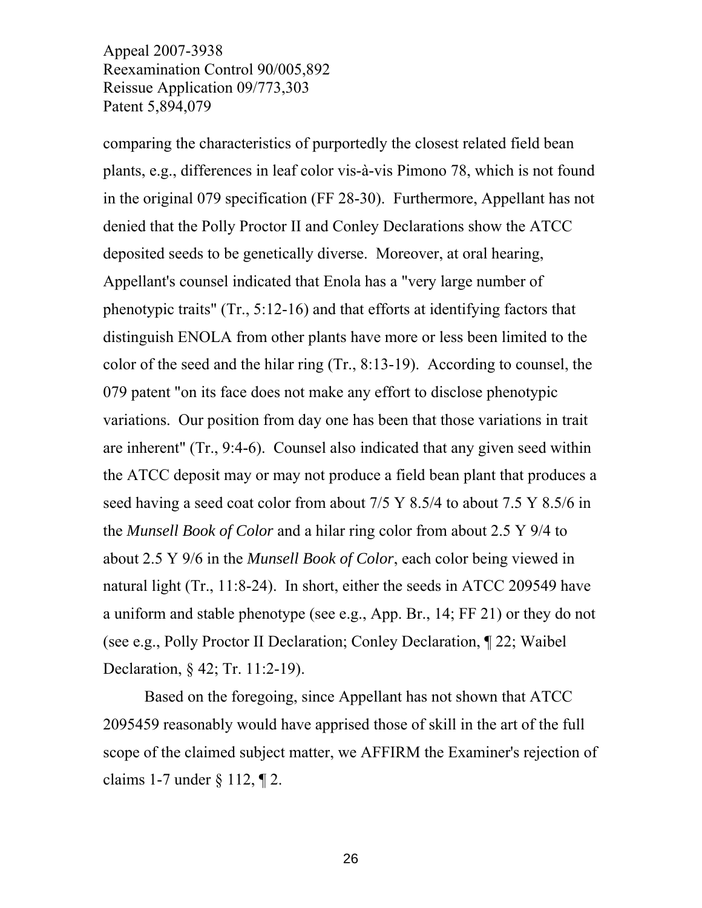comparing the characteristics of purportedly the closest related field bean plants, e.g., differences in leaf color vis-à-vis Pimono 78, which is not found in the original 079 specification (FF 28-30). Furthermore, Appellant has not denied that the Polly Proctor II and Conley Declarations show the ATCC deposited seeds to be genetically diverse. Moreover, at oral hearing, Appellant's counsel indicated that Enola has a "very large number of phenotypic traits" (Tr., 5:12-16) and that efforts at identifying factors that distinguish ENOLA from other plants have more or less been limited to the color of the seed and the hilar ring (Tr., 8:13-19). According to counsel, the 079 patent "on its face does not make any effort to disclose phenotypic variations. Our position from day one has been that those variations in trait are inherent" (Tr., 9:4-6). Counsel also indicated that any given seed within the ATCC deposit may or may not produce a field bean plant that produces a seed having a seed coat color from about 7/5 Y 8.5/4 to about 7.5 Y 8.5/6 in the *Munsell Book of Color* and a hilar ring color from about 2.5 Y 9/4 to about 2.5 Y 9/6 in the *Munsell Book of Color*, each color being viewed in natural light (Tr., 11:8-24). In short, either the seeds in ATCC 209549 have a uniform and stable phenotype (see e.g., App. Br., 14; FF 21) or they do not (see e.g., Polly Proctor II Declaration; Conley Declaration, ¶ 22; Waibel Declaration, § 42; Tr. 11:2-19).

Based on the foregoing, since Appellant has not shown that ATCC 2095459 reasonably would have apprised those of skill in the art of the full scope of the claimed subject matter, we AFFIRM the Examiner's rejection of claims 1-7 under § 112, ¶ 2.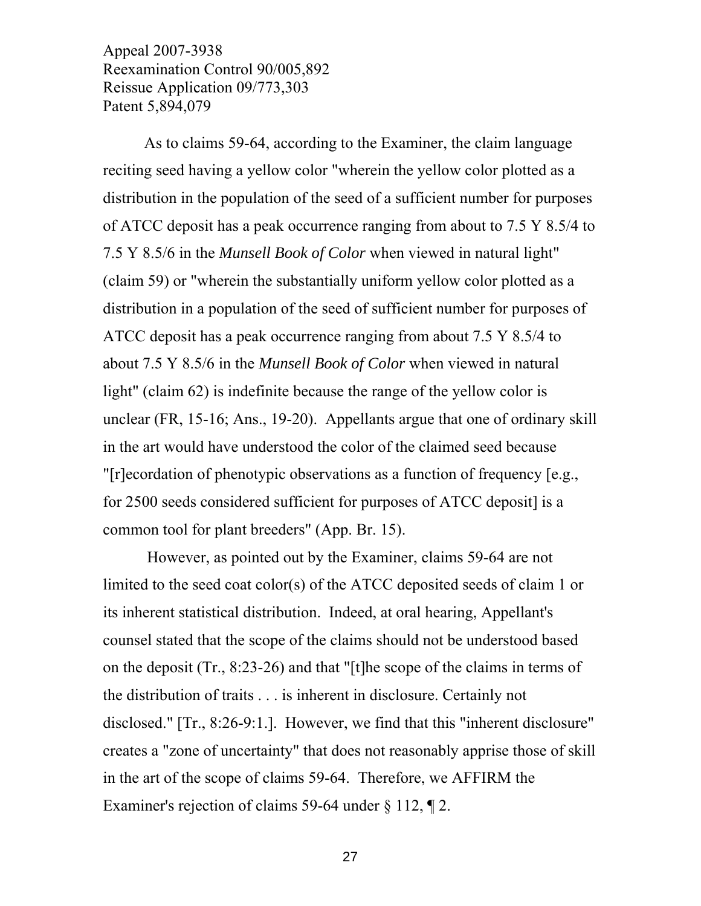Appeal 2007-3938
Reexamination Control 90/005,892
Reissue Application 09/773,303
Patent 5,894,079

As to claims 59-64, according to the Examiner, the claim language reciting seed having a yellow color "wherein the yellow color plotted as a distribution in the population of the seed of a sufficient number for purposes of ATCC deposit has a peak occurrence ranging from about to 7.5 Y 8.5/4 to 7.5 Y 8.5/6 in the *Munsell Book of Color* when viewed in natural light" (claim 59) or "wherein the substantially uniform yellow color plotted as a distribution in a population of the seed of sufficient number for purposes of ATCC deposit has a peak occurrence ranging from about 7.5 Y 8.5/4 to about 7.5 Y 8.5/6 in the *Munsell Book of Color* when viewed in natural light" (claim 62) is indefinite because the range of the yellow color is unclear (FR, 15-16; Ans., 19-20). Appellants argue that one of ordinary skill in the art would have understood the color of the claimed seed because "[r]ecordation of phenotypic observations as a function of frequency [e.g., for 2500 seeds considered sufficient for purposes of ATCC deposit] is a common tool for plant breeders" (App. Br. 15).

However, as pointed out by the Examiner, claims 59-64 are not limited to the seed coat color(s) of the ATCC deposited seeds of claim 1 or its inherent statistical distribution. Indeed, at oral hearing, Appellant's counsel stated that the scope of the claims should not be understood based on the deposit (Tr., 8:23-26) and that "[t]he scope of the claims in terms of the distribution of traits . . . is inherent in disclosure. Certainly not disclosed." [Tr., 8:26-9:1.]. However, we find that this "inherent disclosure" creates a "zone of uncertainty" that does not reasonably apprise those of skill in the art of the scope of claims 59-64. Therefore, we AFFIRM the Examiner's rejection of claims 59-64 under § 112, ¶ 2.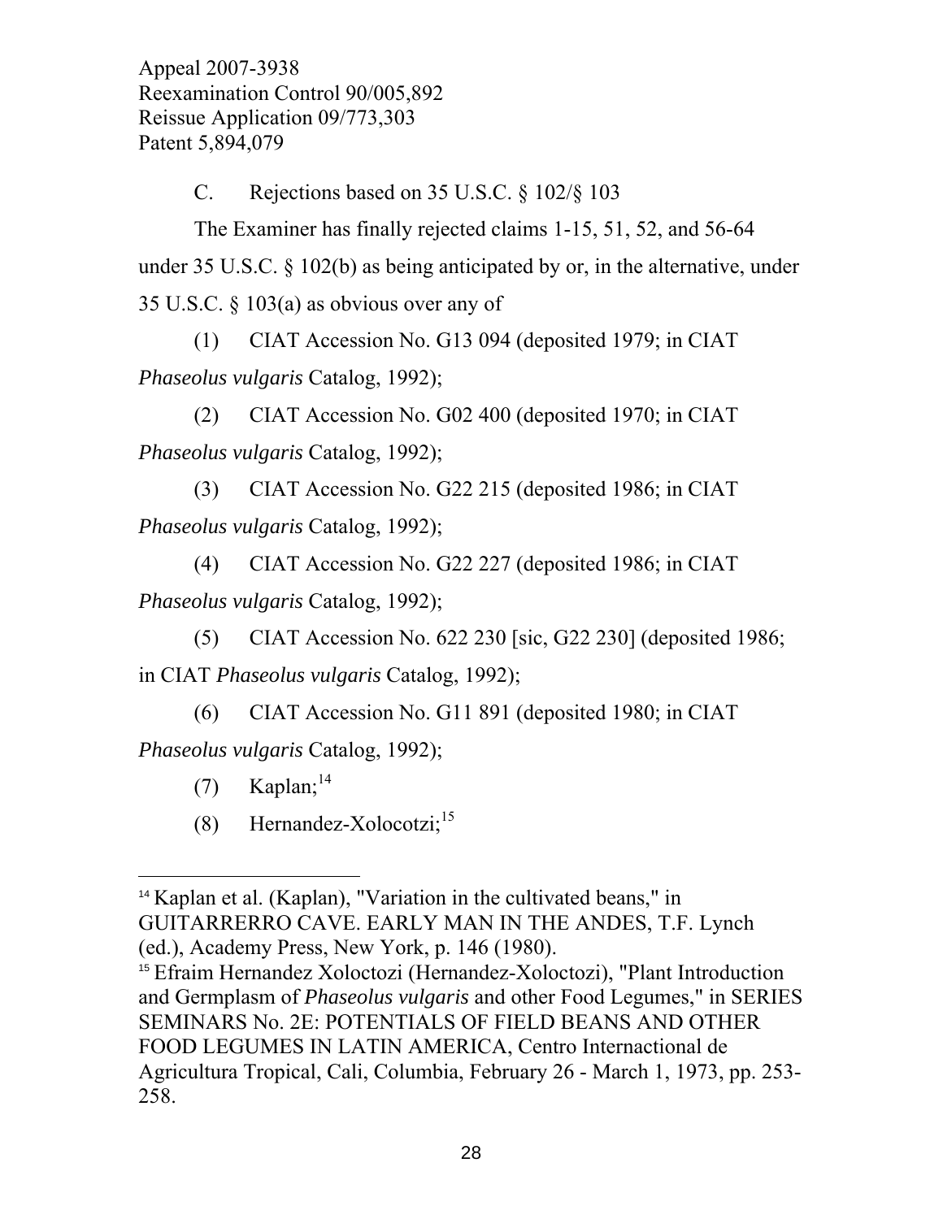C. Rejections based on 35 U.S.C. § 102/§ 103

The Examiner has finally rejected claims 1-15, 51, 52, and 56-64 under 35 U.S.C. § 102(b) as being anticipated by or, in the alternative, under 35 U.S.C. § 103(a) as obvious over any of

(1) CIAT Accession No. G13 094 (deposited 1979; in CIAT *Phaseolus vulgaris* Catalog, 1992);

(2) CIAT Accession No. G02 400 (deposited 1970; in CIAT *Phaseolus vulgaris* Catalog, 1992);

(3) CIAT Accession No. G22 215 (deposited 1986; in CIAT *Phaseolus vulgaris* Catalog, 1992);

(4) CIAT Accession No. G22 227 (deposited 1986; in CIAT *Phaseolus vulgaris* Catalog, 1992);

(5) CIAT Accession No. 622 230 [sic, G22 230] (deposited 1986; in CIAT *Phaseolus vulgaris* Catalog, 1992);

(6) CIAT Accession No. G11 891 (deposited 1980; in CIAT *Phaseolus vulgaris* Catalog, 1992);

(7) Kaplan;[14]

(8) Hernandez-Xolocotzi;[15]

---

[14] Kaplan et al. (Kaplan), "Variation in the cultivated beans," in GUITARRERRO CAVE. EARLY MAN IN THE ANDES, T.F. Lynch (ed.), Academy Press, New York, p. 146 (1980).

[15] Efraim Hernandez Xoloctozi (Hernandez-Xoloctozi), "Plant Introduction and Germplasm of *Phaseolus vulgaris* and other Food Legumes," in SERIES SEMINARS No. 2E: POTENTIALS OF FIELD BEANS AND OTHER FOOD LEGUMES IN LATIN AMERICA, Centro Internactional de Agricultura Tropical, Cali, Columbia, February 26 - March 1, 1973, pp. 253-258.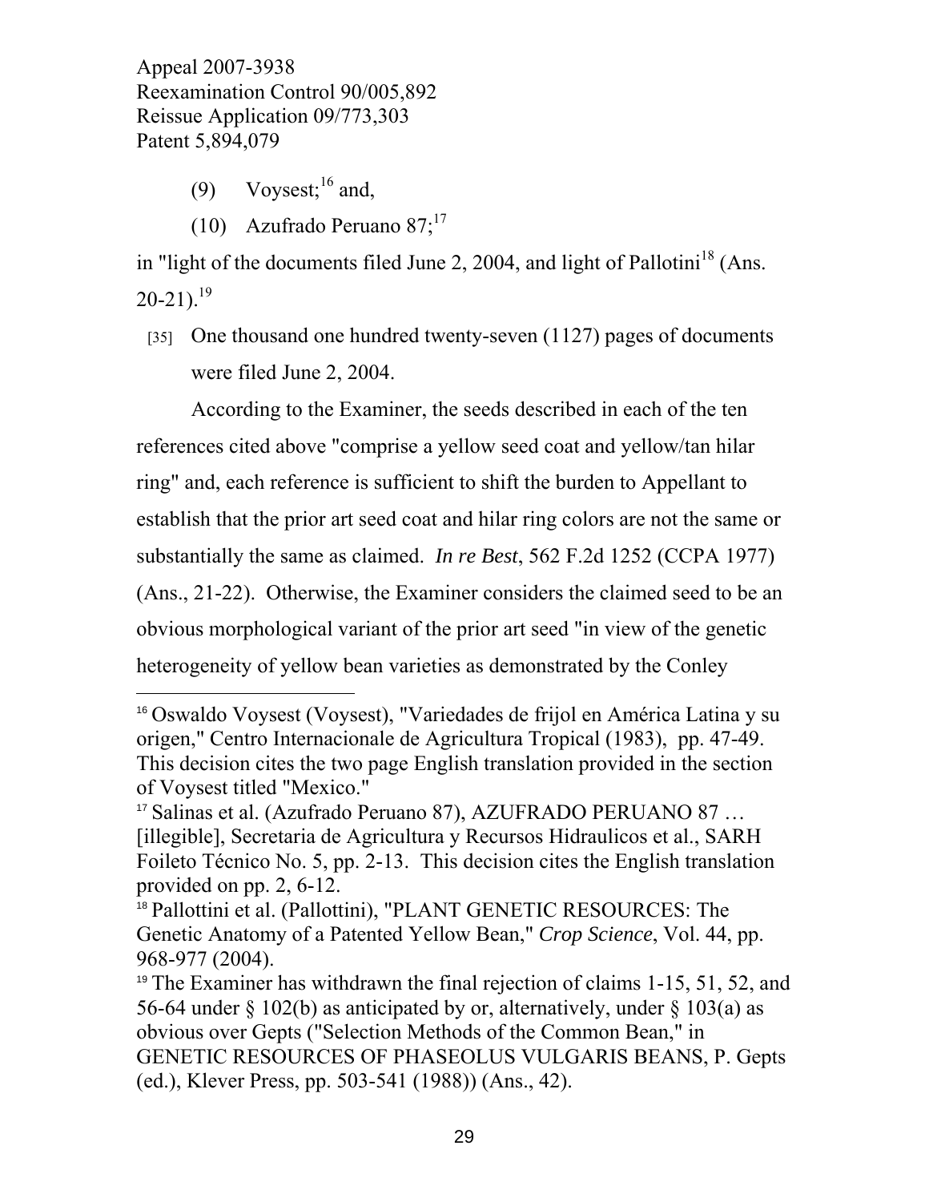(9) Voysest;[16] and,

(10) Azufrado Peruano 87;[17]

in "light of the documents filed June 2, 2004, and light of Pallotini[18] (Ans. 20-21).[19]

[35] One thousand one hundred twenty-seven (1127) pages of documents were filed June 2, 2004.

According to the Examiner, the seeds described in each of the ten references cited above "comprise a yellow seed coat and yellow/tan hilar ring" and, each reference is sufficient to shift the burden to Appellant to establish that the prior art seed coat and hilar ring colors are not the same or substantially the same as claimed. *In re Best*, 562 F.2d 1252 (CCPA 1977) (Ans., 21-22). Otherwise, the Examiner considers the claimed seed to be an obvious morphological variant of the prior art seed "in view of the genetic heterogeneity of yellow bean varieties as demonstrated by the Conley

---

[16] Oswaldo Voysest (Voysest), "Variedades de frijol en América Latina y su origen," Centro Internacionale de Agricultura Tropical (1983), pp. 47-49. This decision cites the two page English translation provided in the section of Voysest titled "Mexico."

[17] Salinas et al. (Azufrado Peruano 87), AZUFRADO PERUANO 87 … [illegible], Secretaria de Agricultura y Recursos Hidraulicos et al., SARH Foileto Técnico No. 5, pp. 2-13. This decision cites the English translation provided on pp. 2, 6-12.

[18] Pallottini et al. (Pallottini), "PLANT GENETIC RESOURCES: The Genetic Anatomy of a Patented Yellow Bean," *Crop Science*, Vol. 44, pp. 968-977 (2004).

[19] The Examiner has withdrawn the final rejection of claims 1-15, 51, 52, and 56-64 under § 102(b) as anticipated by or, alternatively, under § 103(a) as obvious over Gepts ("Selection Methods of the Common Bean," in GENETIC RESOURCES OF PHASEOLUS VULGARIS BEANS, P. Gepts (ed.), Klever Press, pp. 503-541 (1988)) (Ans., 42).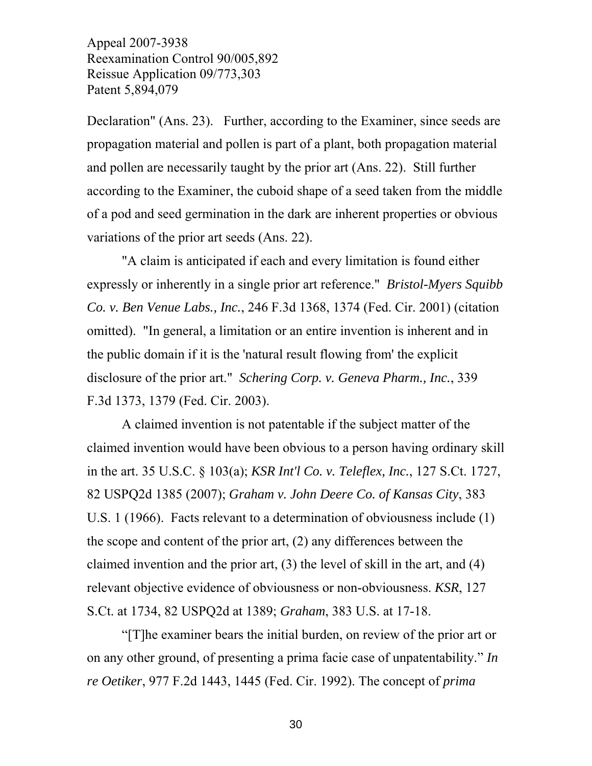Declaration" (Ans. 23). Further, according to the Examiner, since seeds are propagation material and pollen is part of a plant, both propagation material and pollen are necessarily taught by the prior art (Ans. 22). Still further according to the Examiner, the cuboid shape of a seed taken from the middle of a pod and seed germination in the dark are inherent properties or obvious variations of the prior art seeds (Ans. 22).

"A claim is anticipated if each and every limitation is found either expressly or inherently in a single prior art reference." *Bristol-Myers Squibb Co. v. Ben Venue Labs., Inc.*, 246 F.3d 1368, 1374 (Fed. Cir. 2001) (citation omitted). "In general, a limitation or an entire invention is inherent and in the public domain if it is the 'natural result flowing from' the explicit disclosure of the prior art." *Schering Corp. v. Geneva Pharm., Inc.*, 339 F.3d 1373, 1379 (Fed. Cir. 2003).

A claimed invention is not patentable if the subject matter of the claimed invention would have been obvious to a person having ordinary skill in the art. 35 U.S.C. § 103(a); *KSR Int'l Co. v. Teleflex, Inc.*, 127 S.Ct. 1727, 82 USPQ2d 1385 (2007); *Graham v. John Deere Co. of Kansas City*, 383 U.S. 1 (1966). Facts relevant to a determination of obviousness include (1) the scope and content of the prior art, (2) any differences between the claimed invention and the prior art, (3) the level of skill in the art, and (4) relevant objective evidence of obviousness or non-obviousness. *KSR*, 127 S.Ct. at 1734, 82 USPQ2d at 1389; *Graham*, 383 U.S. at 17-18.

"[T]he examiner bears the initial burden, on review of the prior art or on any other ground, of presenting a prima facie case of unpatentability." *In re Oetiker*, 977 F.2d 1443, 1445 (Fed. Cir. 1992). The concept of *prima*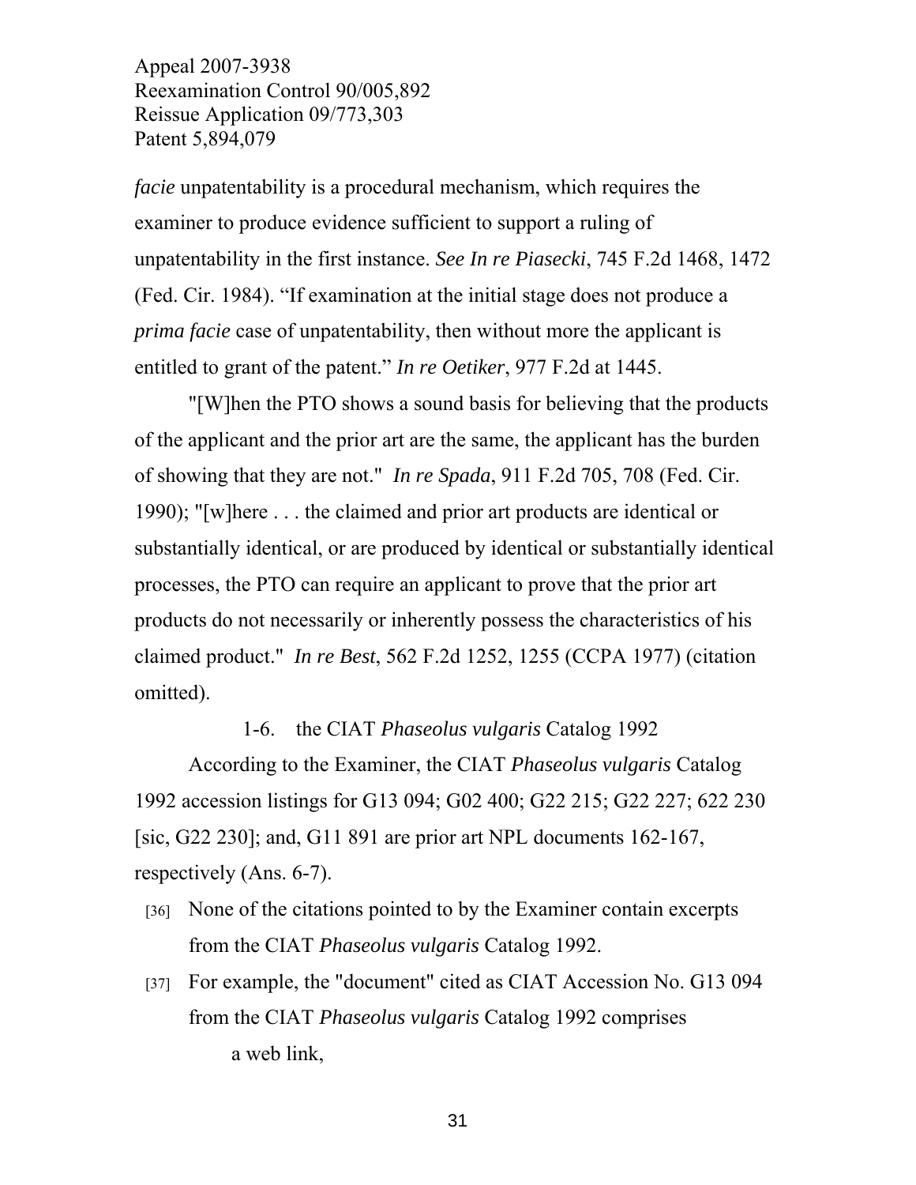*facie* unpatentability is a procedural mechanism, which requires the examiner to produce evidence sufficient to support a ruling of unpatentability in the first instance. *See In re Piasecki*, 745 F.2d 1468, 1472 (Fed. Cir. 1984). "If examination at the initial stage does not produce a *prima facie* case of unpatentability, then without more the applicant is entitled to grant of the patent." *In re Oetiker*, 977 F.2d at 1445.

"[W]hen the PTO shows a sound basis for believing that the products of the applicant and the prior art are the same, the applicant has the burden of showing that they are not." *In re Spada*, 911 F.2d 705, 708 (Fed. Cir. 1990); "[w]here . . . the claimed and prior art products are identical or substantially identical, or are produced by identical or substantially identical processes, the PTO can require an applicant to prove that the prior art products do not necessarily or inherently possess the characteristics of his claimed product." *In re Best*, 562 F.2d 1252, 1255 (CCPA 1977) (citation omitted).

1-6. the CIAT *Phaseolus vulgaris* Catalog 1992

According to the Examiner, the CIAT *Phaseolus vulgaris* Catalog 1992 accession listings for G13 094; G02 400; G22 215; G22 227; 622 230 [sic, G22 230]; and, G11 891 are prior art NPL documents 162-167, respectively (Ans. 6-7).

[36] None of the citations pointed to by the Examiner contain excerpts from the CIAT *Phaseolus vulgaris* Catalog 1992.

[37] For example, the "document" cited as CIAT Accession No. G13 094 from the CIAT *Phaseolus vulgaris* Catalog 1992 comprises

a web link,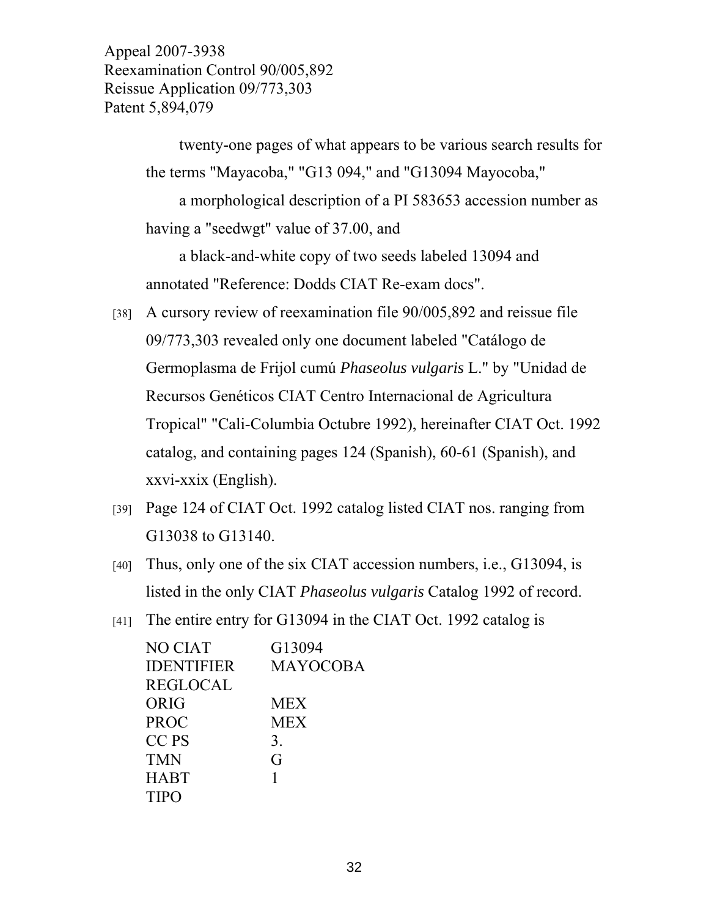twenty-one pages of what appears to be various search results for the terms "Mayacoba," "G13 094," and "G13094 Mayocoba,"

a morphological description of a PI 583653 accession number as having a "seedwgt" value of 37.00, and

a black-and-white copy of two seeds labeled 13094 and annotated "Reference: Dodds CIAT Re-exam docs".

[38] A cursory review of reexamination file 90/005,892 and reissue file 09/773,303 revealed only one document labeled "Catálogo de Germoplasma de Frijol cumú *Phaseolus vulgaris* L." by "Unidad de Recursos Genéticos CIAT Centro Internacional de Agricultura Tropical" "Cali-Columbia Octubre 1992), hereinafter CIAT Oct. 1992 catalog, and containing pages 124 (Spanish), 60-61 (Spanish), and xxvi-xxix (English).

[39] Page 124 of CIAT Oct. 1992 catalog listed CIAT nos. ranging from G13038 to G13140.

[40] Thus, only one of the six CIAT accession numbers, i.e., G13094, is listed in the only CIAT *Phaseolus vulgaris* Catalog 1992 of record.

[41] The entire entry for G13094 in the CIAT Oct. 1992 catalog is

| | |
|---|---|
| NO CIAT | G13094 |
| IDENTIFIER | MAYOCOBA |
| REGLOCAL | |
| ORIG | MEX |
| PROC | MEX |
| CC PS | 3. |
| TMN | G |
| HABT | 1 |
| TIPO | |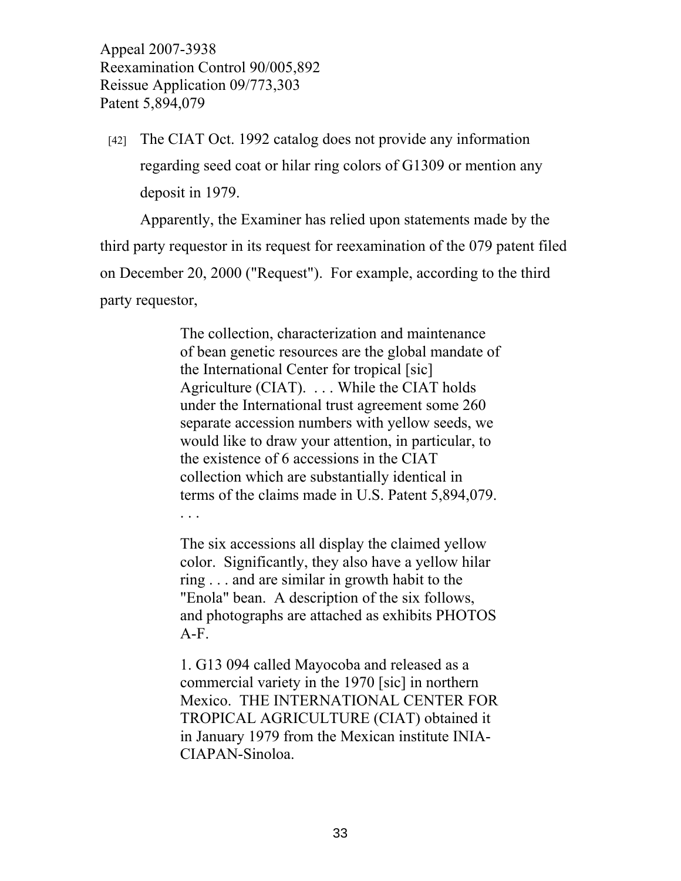[42] The CIAT Oct. 1992 catalog does not provide any information regarding seed coat or hilar ring colors of G1309 or mention any deposit in 1979.

Apparently, the Examiner has relied upon statements made by the third party requestor in its request for reexamination of the 079 patent filed on December 20, 2000 ("Request"). For example, according to the third party requestor,

> The collection, characterization and maintenance of bean genetic resources are the global mandate of the International Center for tropical [sic] Agriculture (CIAT). . . . While the CIAT holds under the International trust agreement some 260 separate accession numbers with yellow seeds, we would like to draw your attention, in particular, to the existence of 6 accessions in the CIAT collection which are substantially identical in terms of the claims made in U.S. Patent 5,894,079. . . .
>
> The six accessions all display the claimed yellow color. Significantly, they also have a yellow hilar ring . . . and are similar in growth habit to the "Enola" bean. A description of the six follows, and photographs are attached as exhibits PHOTOS A-F.
>
> 1. G13 094 called Mayocoba and released as a commercial variety in the 1970 [sic] in northern Mexico. THE INTERNATIONAL CENTER FOR TROPICAL AGRICULTURE (CIAT) obtained it in January 1979 from the Mexican institute INIA-CIAPAN-Sinoloa.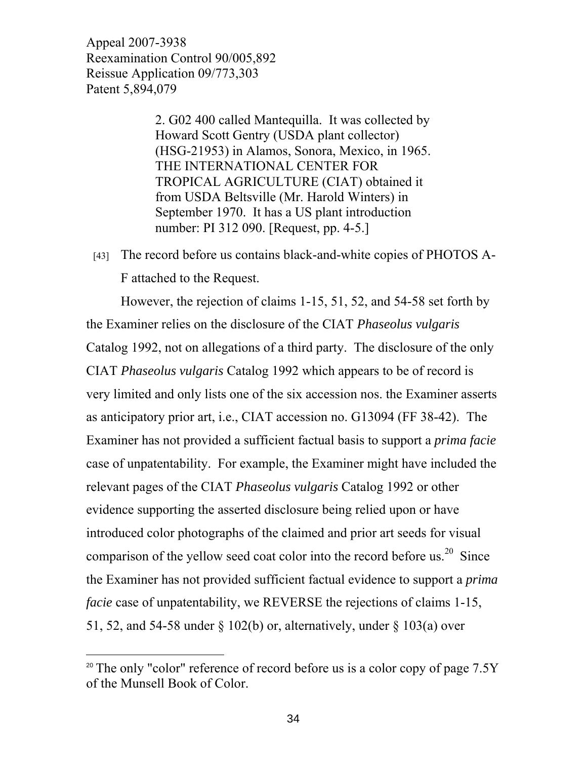> 2. G02 400 called Mantequilla. It was collected by Howard Scott Gentry (USDA plant collector) (HSG-21953) in Alamos, Sonora, Mexico, in 1965. THE INTERNATIONAL CENTER FOR TROPICAL AGRICULTURE (CIAT) obtained it from USDA Beltsville (Mr. Harold Winters) in September 1970. It has a US plant introduction number: PI 312 090. [Request, pp. 4-5.]

[43] The record before us contains black-and-white copies of PHOTOS A-F attached to the Request.

However, the rejection of claims 1-15, 51, 52, and 54-58 set forth by the Examiner relies on the disclosure of the CIAT *Phaseolus vulgaris* Catalog 1992, not on allegations of a third party. The disclosure of the only CIAT *Phaseolus vulgaris* Catalog 1992 which appears to be of record is very limited and only lists one of the six accession nos. the Examiner asserts as anticipatory prior art, i.e., CIAT accession no. G13094 (FF 38-42). The Examiner has not provided a sufficient factual basis to support a *prima facie* case of unpatentability. For example, the Examiner might have included the relevant pages of the CIAT *Phaseolus vulgaris* Catalog 1992 or other evidence supporting the asserted disclosure being relied upon or have introduced color photographs of the claimed and prior art seeds for visual comparison of the yellow seed coat color into the record before us.[20] Since the Examiner has not provided sufficient factual evidence to support a *prima facie* case of unpatentability, we REVERSE the rejections of claims 1-15, 51, 52, and 54-58 under § 102(b) or, alternatively, under § 103(a) over

---

[20] The only "color" reference of record before us is a color copy of page 7.5Y of the Munsell Book of Color.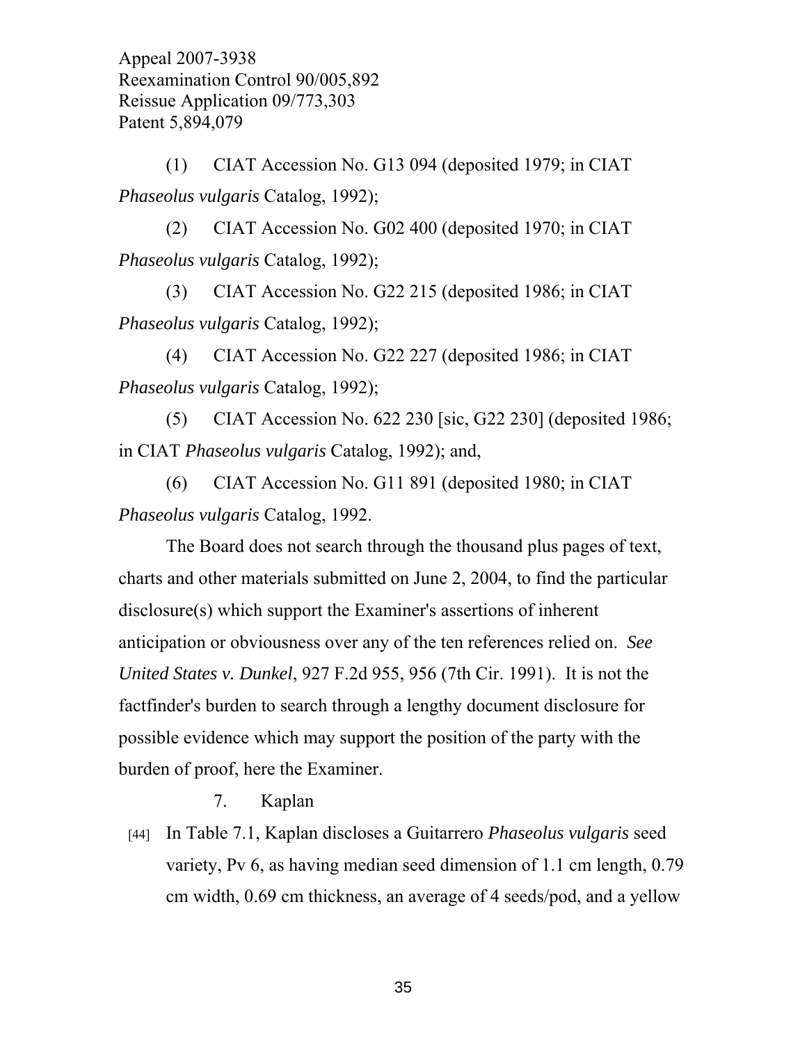(1) CIAT Accession No. G13 094 (deposited 1979; in CIAT *Phaseolus vulgaris* Catalog, 1992);

(2) CIAT Accession No. G02 400 (deposited 1970; in CIAT *Phaseolus vulgaris* Catalog, 1992);

(3) CIAT Accession No. G22 215 (deposited 1986; in CIAT *Phaseolus vulgaris* Catalog, 1992);

(4) CIAT Accession No. G22 227 (deposited 1986; in CIAT *Phaseolus vulgaris* Catalog, 1992);

(5) CIAT Accession No. 622 230 [sic, G22 230] (deposited 1986; in CIAT *Phaseolus vulgaris* Catalog, 1992); and,

(6) CIAT Accession No. G11 891 (deposited 1980; in CIAT *Phaseolus vulgaris* Catalog, 1992.

The Board does not search through the thousand plus pages of text, charts and other materials submitted on June 2, 2004, to find the particular disclosure(s) which support the Examiner's assertions of inherent anticipation or obviousness over any of the ten references relied on. *See United States v. Dunkel*, 927 F.2d 955, 956 (7th Cir. 1991). It is not the factfinder's burden to search through a lengthy document disclosure for possible evidence which may support the position of the party with the burden of proof, here the Examiner.

7. Kaplan

[44] In Table 7.1, Kaplan discloses a Guitarrero *Phaseolus vulgaris* seed variety, Pv 6, as having median seed dimension of 1.1 cm length, 0.79 cm width, 0.69 cm thickness, an average of 4 seeds/pod, and a yellow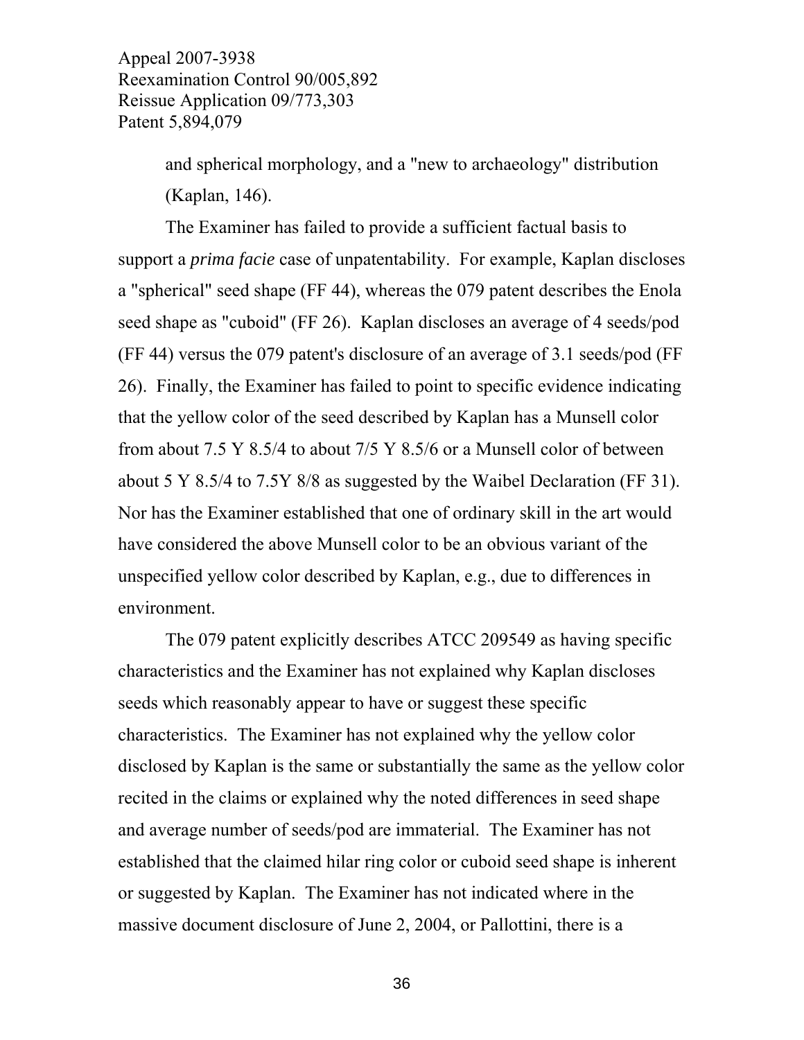and spherical morphology, and a "new to archaeology" distribution (Kaplan, 146).

The Examiner has failed to provide a sufficient factual basis to support a *prima facie* case of unpatentability. For example, Kaplan discloses a "spherical" seed shape (FF 44), whereas the 079 patent describes the Enola seed shape as "cuboid" (FF 26). Kaplan discloses an average of 4 seeds/pod (FF 44) versus the 079 patent's disclosure of an average of 3.1 seeds/pod (FF 26). Finally, the Examiner has failed to point to specific evidence indicating that the yellow color of the seed described by Kaplan has a Munsell color from about 7.5 Y 8.5/4 to about 7/5 Y 8.5/6 or a Munsell color of between about 5 Y 8.5/4 to 7.5Y 8/8 as suggested by the Waibel Declaration (FF 31). Nor has the Examiner established that one of ordinary skill in the art would have considered the above Munsell color to be an obvious variant of the unspecified yellow color described by Kaplan, e.g., due to differences in environment.

The 079 patent explicitly describes ATCC 209549 as having specific characteristics and the Examiner has not explained why Kaplan discloses seeds which reasonably appear to have or suggest these specific characteristics. The Examiner has not explained why the yellow color disclosed by Kaplan is the same or substantially the same as the yellow color recited in the claims or explained why the noted differences in seed shape and average number of seeds/pod are immaterial. The Examiner has not established that the claimed hilar ring color or cuboid seed shape is inherent or suggested by Kaplan. The Examiner has not indicated where in the massive document disclosure of June 2, 2004, or Pallottini, there is a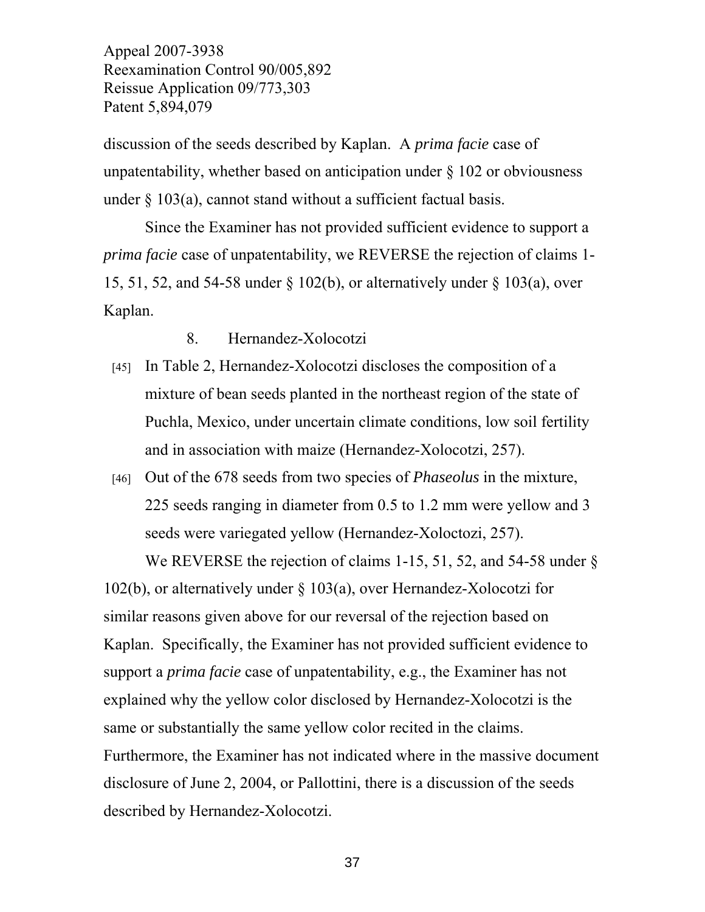discussion of the seeds described by Kaplan. A *prima facie* case of unpatentability, whether based on anticipation under § 102 or obviousness under § 103(a), cannot stand without a sufficient factual basis.

Since the Examiner has not provided sufficient evidence to support a *prima facie* case of unpatentability, we REVERSE the rejection of claims 1-15, 51, 52, and 54-58 under § 102(b), or alternatively under § 103(a), over Kaplan.

8. Hernandez-Xolocotzi

[45] In Table 2, Hernandez-Xolocotzi discloses the composition of a mixture of bean seeds planted in the northeast region of the state of Puchla, Mexico, under uncertain climate conditions, low soil fertility and in association with maize (Hernandez-Xolocotzi, 257).

[46] Out of the 678 seeds from two species of *Phaseolus* in the mixture, 225 seeds ranging in diameter from 0.5 to 1.2 mm were yellow and 3 seeds were variegated yellow (Hernandez-Xoloctozi, 257).

We REVERSE the rejection of claims 1-15, 51, 52, and 54-58 under § 102(b), or alternatively under § 103(a), over Hernandez-Xolocotzi for similar reasons given above for our reversal of the rejection based on Kaplan. Specifically, the Examiner has not provided sufficient evidence to support a *prima facie* case of unpatentability, e.g., the Examiner has not explained why the yellow color disclosed by Hernandez-Xolocotzi is the same or substantially the same yellow color recited in the claims. Furthermore, the Examiner has not indicated where in the massive document disclosure of June 2, 2004, or Pallottini, there is a discussion of the seeds described by Hernandez-Xolocotzi.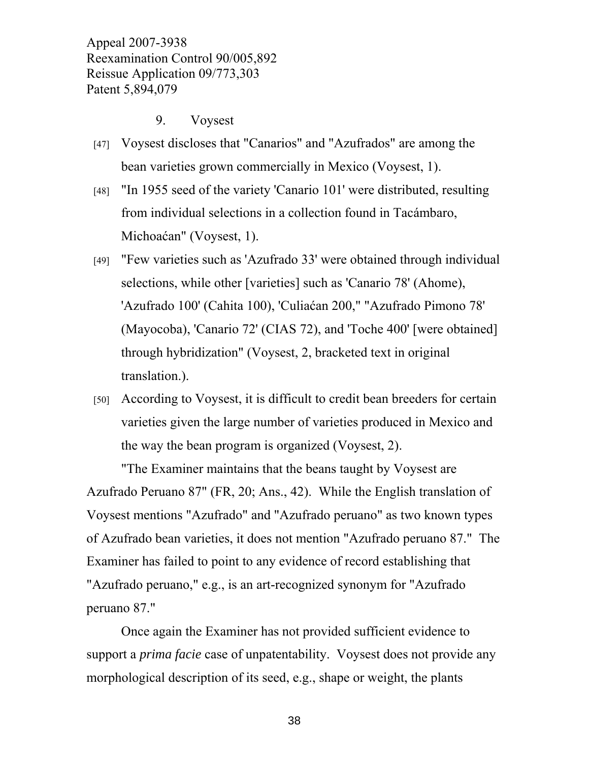9. Voysest

[47] Voysest discloses that "Canarios" and "Azufrados" are among the bean varieties grown commercially in Mexico (Voysest, 1).

[48] "In 1955 seed of the variety 'Canario 101' were distributed, resulting from individual selections in a collection found in Tacámbaro, Michoaćan" (Voysest, 1).

[49] "Few varieties such as 'Azufrado 33' were obtained through individual selections, while other [varieties] such as 'Canario 78' (Ahome), 'Azufrado 100' (Cahita 100), 'Culiaćan 200," "Azufrado Pimono 78' (Mayocoba), 'Canario 72' (CIAS 72), and 'Toche 400' [were obtained] through hybridization" (Voysest, 2, bracketed text in original translation.).

[50] According to Voysest, it is difficult to credit bean breeders for certain varieties given the large number of varieties produced in Mexico and the way the bean program is organized (Voysest, 2).

"The Examiner maintains that the beans taught by Voysest are Azufrado Peruano 87" (FR, 20; Ans., 42). While the English translation of Voysest mentions "Azufrado" and "Azufrado peruano" as two known types of Azufrado bean varieties, it does not mention "Azufrado peruano 87." The Examiner has failed to point to any evidence of record establishing that "Azufrado peruano," e.g., is an art-recognized synonym for "Azufrado peruano 87."

Once again the Examiner has not provided sufficient evidence to support a *prima facie* case of unpatentability. Voysest does not provide any morphological description of its seed, e.g., shape or weight, the plants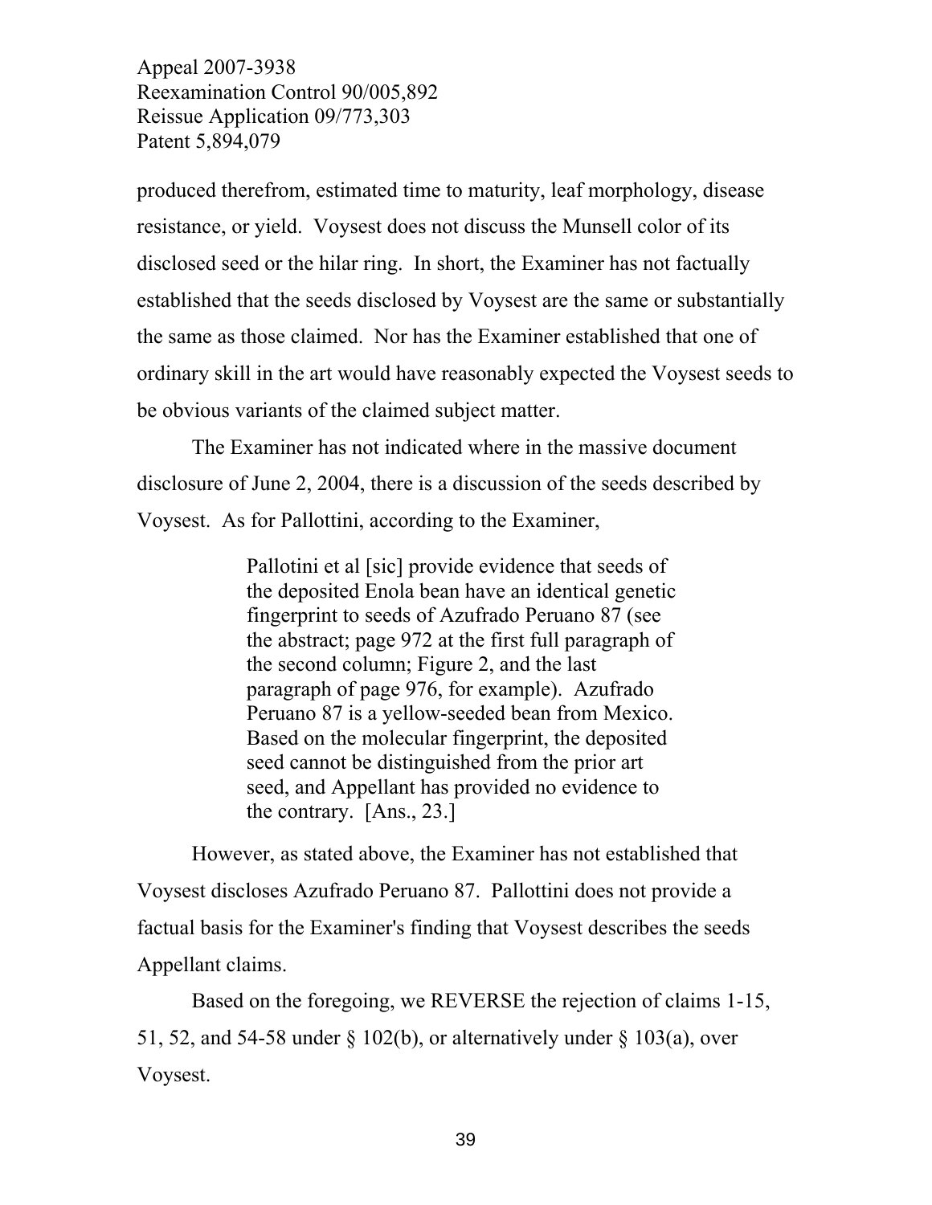produced therefrom, estimated time to maturity, leaf morphology, disease resistance, or yield. Voysest does not discuss the Munsell color of its disclosed seed or the hilar ring. In short, the Examiner has not factually established that the seeds disclosed by Voysest are the same or substantially the same as those claimed. Nor has the Examiner established that one of ordinary skill in the art would have reasonably expected the Voysest seeds to be obvious variants of the claimed subject matter.

The Examiner has not indicated where in the massive document disclosure of June 2, 2004, there is a discussion of the seeds described by Voysest. As for Pallottini, according to the Examiner,

> Pallotini et al [sic] provide evidence that seeds of the deposited Enola bean have an identical genetic fingerprint to seeds of Azufrado Peruano 87 (see the abstract; page 972 at the first full paragraph of the second column; Figure 2, and the last paragraph of page 976, for example). Azufrado Peruano 87 is a yellow-seeded bean from Mexico. Based on the molecular fingerprint, the deposited seed cannot be distinguished from the prior art seed, and Appellant has provided no evidence to the contrary. [Ans., 23.]

However, as stated above, the Examiner has not established that Voysest discloses Azufrado Peruano 87. Pallottini does not provide a factual basis for the Examiner's finding that Voysest describes the seeds Appellant claims.

Based on the foregoing, we REVERSE the rejection of claims 1-15, 51, 52, and 54-58 under § 102(b), or alternatively under § 103(a), over Voysest.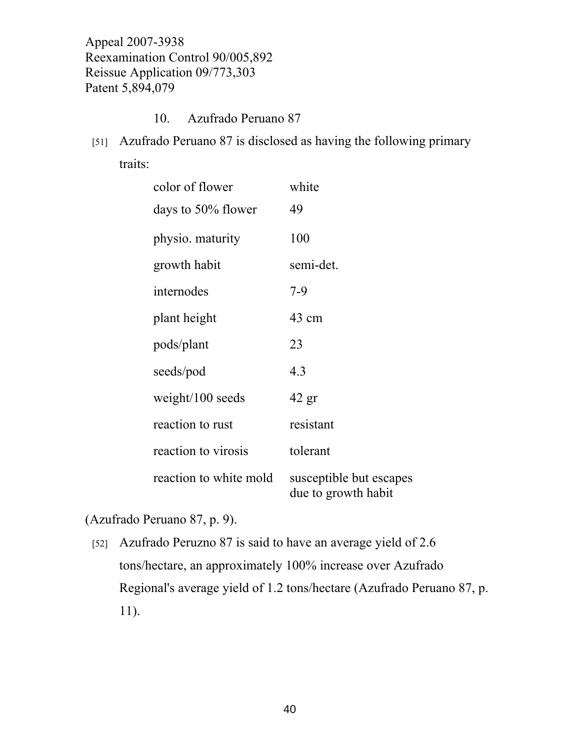10. Azufrado Peruano 87

[51] Azufrado Peruano 87 is disclosed as having the following primary traits:

| | |
|---|---|
| color of flower | white |
| days to 50% flower | 49 |
| physio. maturity | 100 |
| growth habit | semi-det. |
| internodes | 7-9 |
| plant height | 43 cm |
| pods/plant | 23 |
| seeds/pod | 4.3 |
| weight/100 seeds | 42 gr |
| reaction to rust | resistant |
| reaction to virosis | tolerant |
| reaction to white mold | susceptible but escapes due to growth habit |

(Azufrado Peruano 87, p. 9).

[52] Azufrado Peruzno 87 is said to have an average yield of 2.6 tons/hectare, an approximately 100% increase over Azufrado Regional's average yield of 1.2 tons/hectare (Azufrado Peruano 87, p. 11).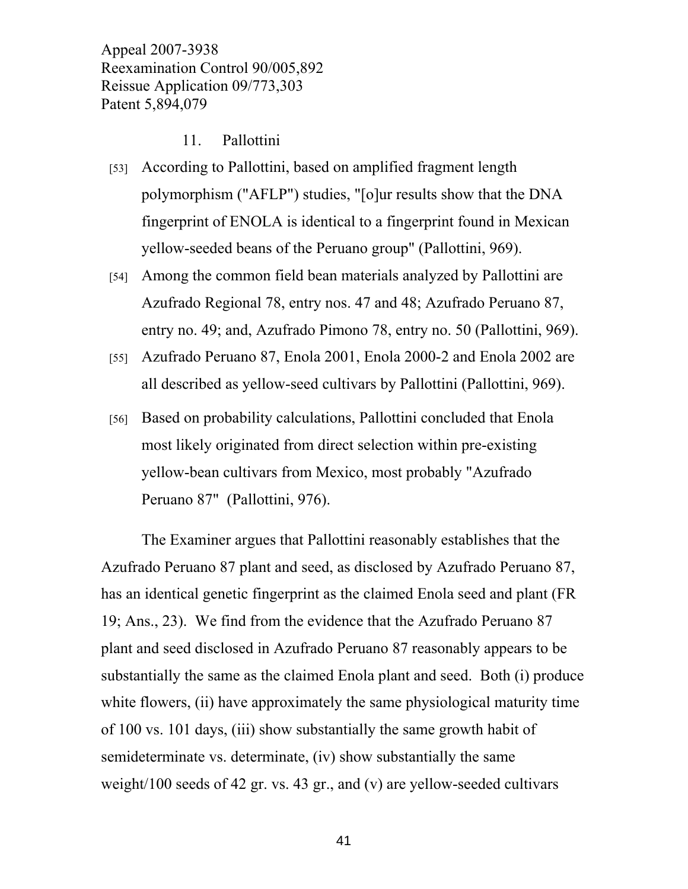11. Pallottini

[53] According to Pallottini, based on amplified fragment length polymorphism ("AFLP") studies, "[o]ur results show that the DNA fingerprint of ENOLA is identical to a fingerprint found in Mexican yellow-seeded beans of the Peruano group" (Pallottini, 969).

[54] Among the common field bean materials analyzed by Pallottini are Azufrado Regional 78, entry nos. 47 and 48; Azufrado Peruano 87, entry no. 49; and, Azufrado Pimono 78, entry no. 50 (Pallottini, 969).

[55] Azufrado Peruano 87, Enola 2001, Enola 2000-2 and Enola 2002 are all described as yellow-seed cultivars by Pallottini (Pallottini, 969).

[56] Based on probability calculations, Pallottini concluded that Enola most likely originated from direct selection within pre-existing yellow-bean cultivars from Mexico, most probably "Azufrado Peruano 87" (Pallottini, 976).

The Examiner argues that Pallottini reasonably establishes that the Azufrado Peruano 87 plant and seed, as disclosed by Azufrado Peruano 87, has an identical genetic fingerprint as the claimed Enola seed and plant (FR 19; Ans., 23). We find from the evidence that the Azufrado Peruano 87 plant and seed disclosed in Azufrado Peruano 87 reasonably appears to be substantially the same as the claimed Enola plant and seed. Both (i) produce white flowers, (ii) have approximately the same physiological maturity time of 100 vs. 101 days, (iii) show substantially the same growth habit of semideterminate vs. determinate, (iv) show substantially the same weight/100 seeds of 42 gr. vs. 43 gr., and (v) are yellow-seeded cultivars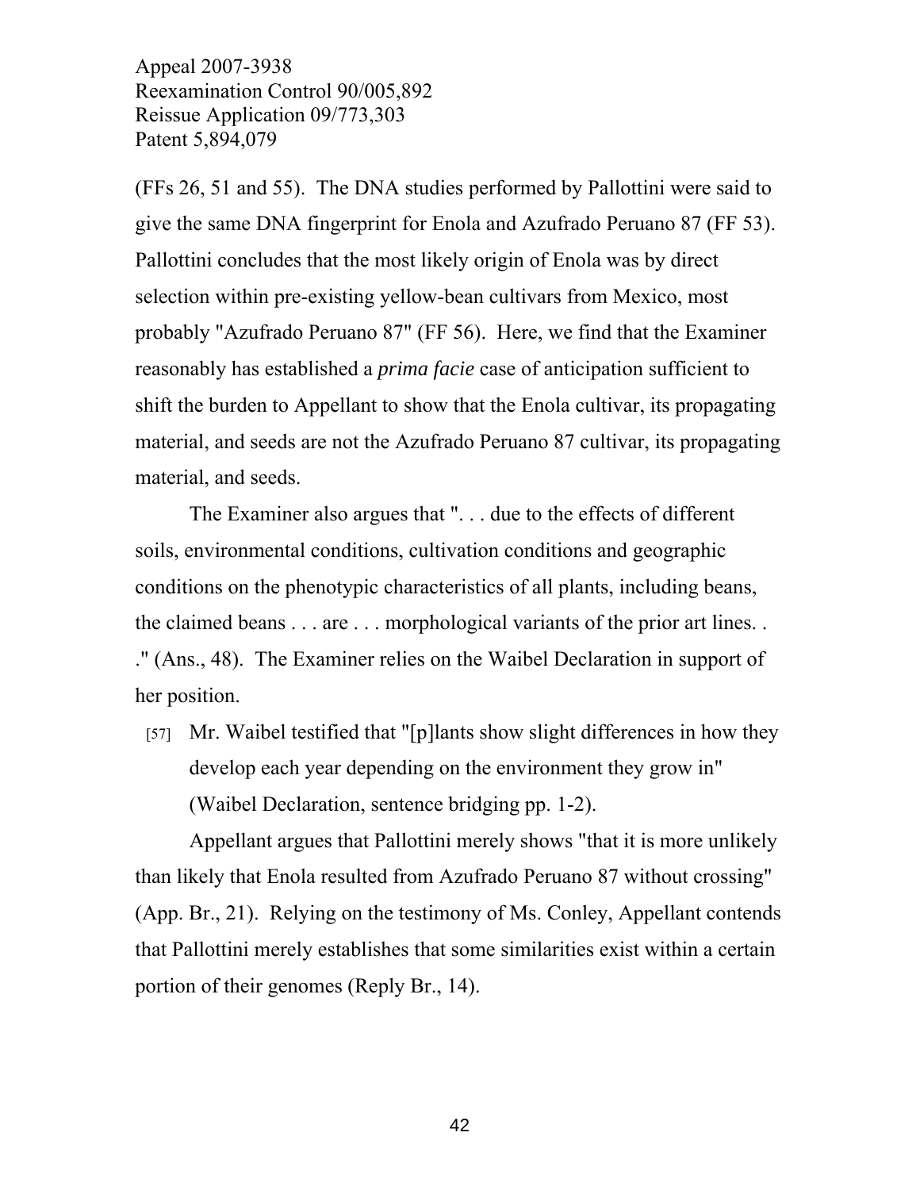(FFs 26, 51 and 55). The DNA studies performed by Pallottini were said to give the same DNA fingerprint for Enola and Azufrado Peruano 87 (FF 53). Pallottini concludes that the most likely origin of Enola was by direct selection within pre-existing yellow-bean cultivars from Mexico, most probably "Azufrado Peruano 87" (FF 56). Here, we find that the Examiner reasonably has established a *prima facie* case of anticipation sufficient to shift the burden to Appellant to show that the Enola cultivar, its propagating material, and seeds are not the Azufrado Peruano 87 cultivar, its propagating material, and seeds.

The Examiner also argues that ". . . due to the effects of different soils, environmental conditions, cultivation conditions and geographic conditions on the phenotypic characteristics of all plants, including beans, the claimed beans . . . are . . . morphological variants of the prior art lines. . ." (Ans., 48). The Examiner relies on the Waibel Declaration in support of her position.

[57] Mr. Waibel testified that "[p]lants show slight differences in how they develop each year depending on the environment they grow in" (Waibel Declaration, sentence bridging pp. 1-2).

Appellant argues that Pallottini merely shows "that it is more unlikely than likely that Enola resulted from Azufrado Peruano 87 without crossing" (App. Br., 21). Relying on the testimony of Ms. Conley, Appellant contends that Pallottini merely establishes that some similarities exist within a certain portion of their genomes (Reply Br., 14).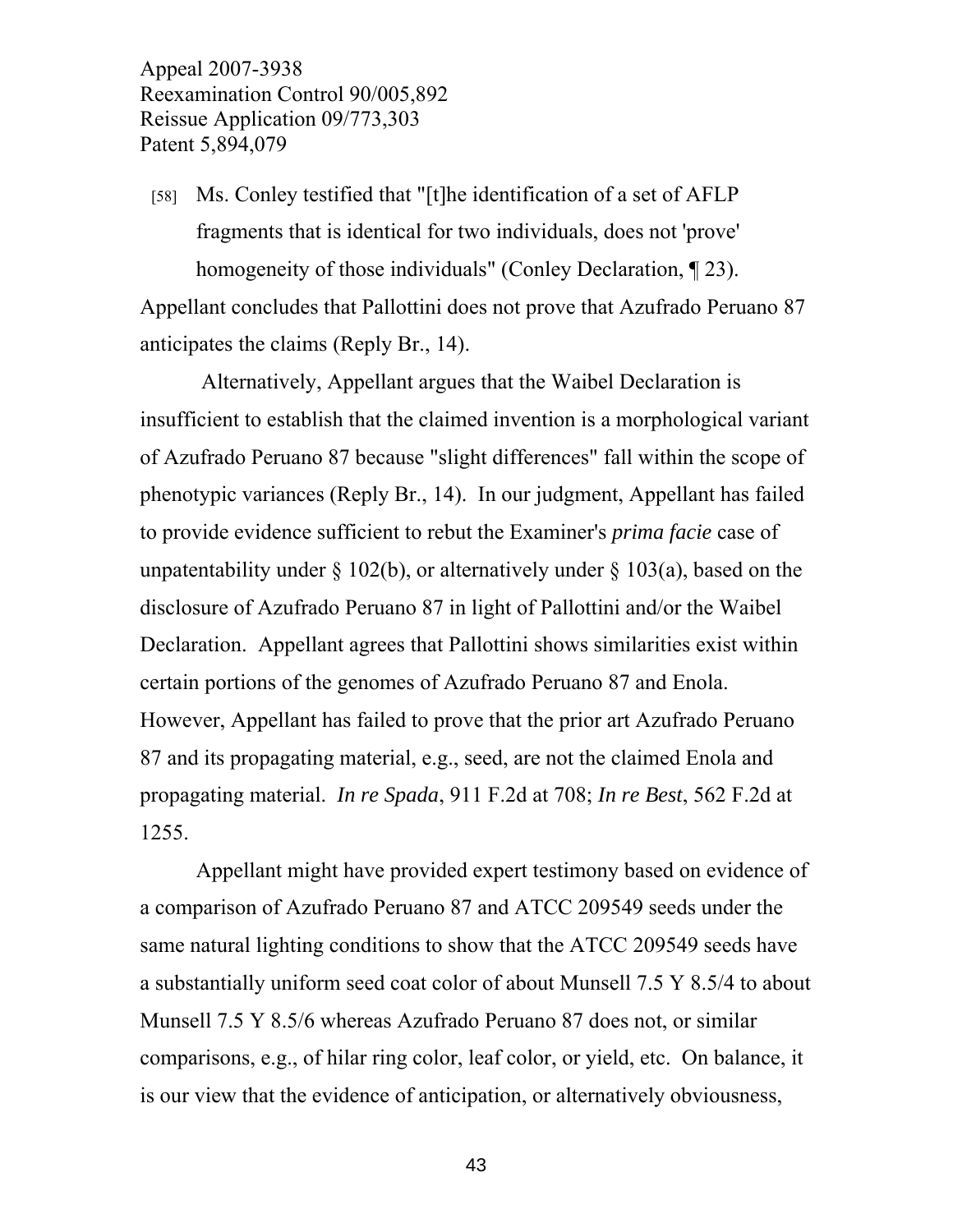[58] Ms. Conley testified that "[t]he identification of a set of AFLP fragments that is identical for two individuals, does not 'prove' homogeneity of those individuals" (Conley Declaration, ¶ 23).

Appellant concludes that Pallottini does not prove that Azufrado Peruano 87 anticipates the claims (Reply Br., 14).

Alternatively, Appellant argues that the Waibel Declaration is insufficient to establish that the claimed invention is a morphological variant of Azufrado Peruano 87 because "slight differences" fall within the scope of phenotypic variances (Reply Br., 14). In our judgment, Appellant has failed to provide evidence sufficient to rebut the Examiner's *prima facie* case of unpatentability under § 102(b), or alternatively under § 103(a), based on the disclosure of Azufrado Peruano 87 in light of Pallottini and/or the Waibel Declaration. Appellant agrees that Pallottini shows similarities exist within certain portions of the genomes of Azufrado Peruano 87 and Enola. However, Appellant has failed to prove that the prior art Azufrado Peruano 87 and its propagating material, e.g., seed, are not the claimed Enola and propagating material. *In re Spada*, 911 F.2d at 708; *In re Best*, 562 F.2d at 1255.

Appellant might have provided expert testimony based on evidence of a comparison of Azufrado Peruano 87 and ATCC 209549 seeds under the same natural lighting conditions to show that the ATCC 209549 seeds have a substantially uniform seed coat color of about Munsell 7.5 Y 8.5/4 to about Munsell 7.5 Y 8.5/6 whereas Azufrado Peruano 87 does not, or similar comparisons, e.g., of hilar ring color, leaf color, or yield, etc. On balance, it is our view that the evidence of anticipation, or alternatively obviousness,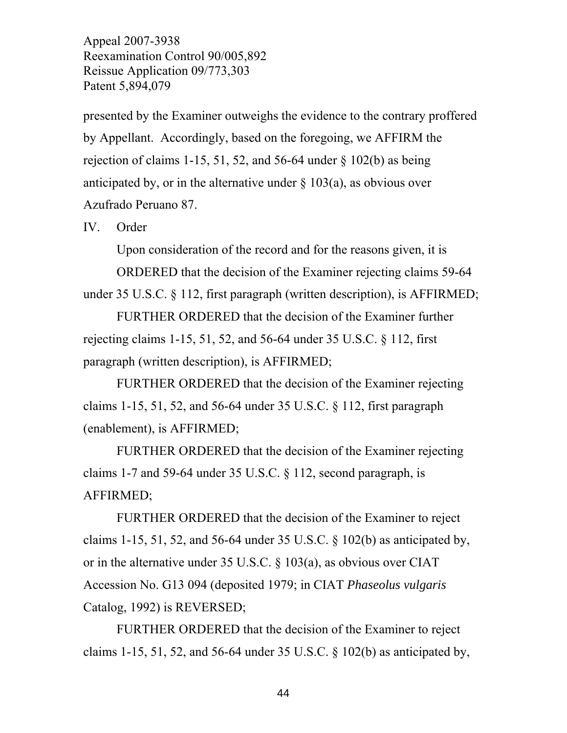presented by the Examiner outweighs the evidence to the contrary proffered by Appellant. Accordingly, based on the foregoing, we AFFIRM the rejection of claims 1-15, 51, 52, and 56-64 under § 102(b) as being anticipated by, or in the alternative under § 103(a), as obvious over Azufrado Peruano 87.

IV. Order

Upon consideration of the record and for the reasons given, it is

ORDERED that the decision of the Examiner rejecting claims 59-64 under 35 U.S.C. § 112, first paragraph (written description), is AFFIRMED;

FURTHER ORDERED that the decision of the Examiner further rejecting claims 1-15, 51, 52, and 56-64 under 35 U.S.C. § 112, first paragraph (written description), is AFFIRMED;

FURTHER ORDERED that the decision of the Examiner rejecting claims 1-15, 51, 52, and 56-64 under 35 U.S.C. § 112, first paragraph (enablement), is AFFIRMED;

FURTHER ORDERED that the decision of the Examiner rejecting claims 1-7 and 59-64 under 35 U.S.C. § 112, second paragraph, is AFFIRMED;

FURTHER ORDERED that the decision of the Examiner to reject claims 1-15, 51, 52, and 56-64 under 35 U.S.C. § 102(b) as anticipated by, or in the alternative under 35 U.S.C. § 103(a), as obvious over CIAT Accession No. G13 094 (deposited 1979; in CIAT *Phaseolus vulgaris* Catalog, 1992) is REVERSED;

FURTHER ORDERED that the decision of the Examiner to reject claims 1-15, 51, 52, and 56-64 under 35 U.S.C. § 102(b) as anticipated by,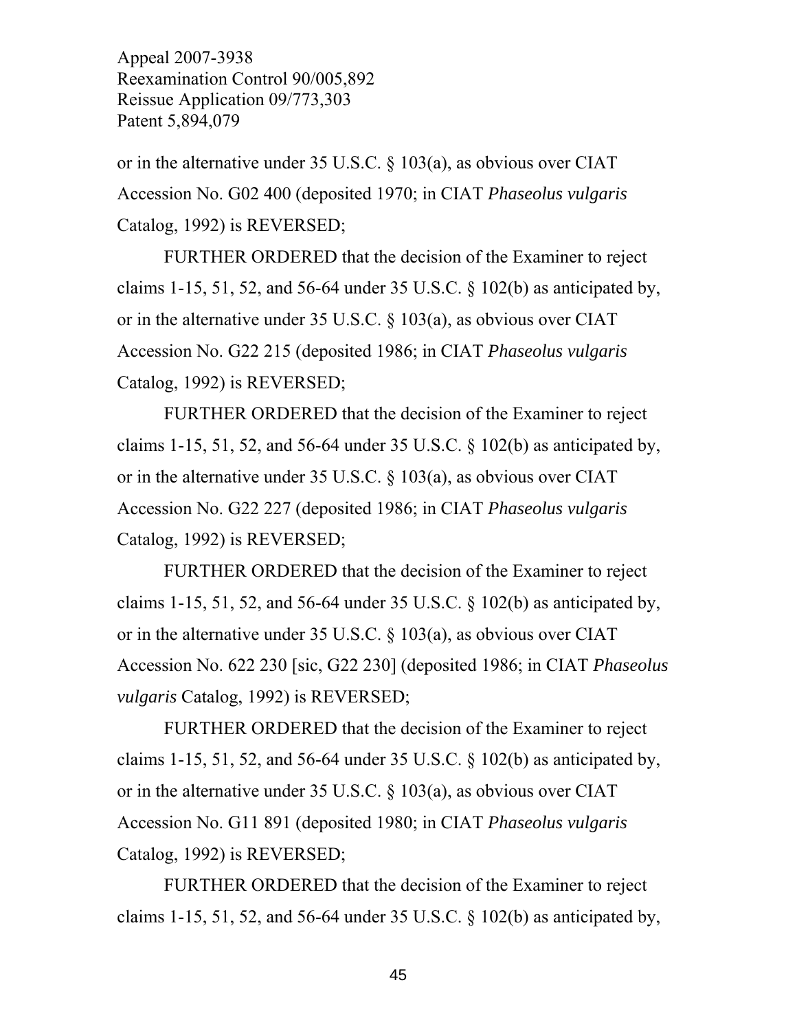or in the alternative under 35 U.S.C. § 103(a), as obvious over CIAT Accession No. G02 400 (deposited 1970; in CIAT *Phaseolus vulgaris* Catalog, 1992) is REVERSED;

FURTHER ORDERED that the decision of the Examiner to reject claims 1-15, 51, 52, and 56-64 under 35 U.S.C. § 102(b) as anticipated by, or in the alternative under 35 U.S.C. § 103(a), as obvious over CIAT Accession No. G22 215 (deposited 1986; in CIAT *Phaseolus vulgaris* Catalog, 1992) is REVERSED;

FURTHER ORDERED that the decision of the Examiner to reject claims 1-15, 51, 52, and 56-64 under 35 U.S.C. § 102(b) as anticipated by, or in the alternative under 35 U.S.C. § 103(a), as obvious over CIAT Accession No. G22 227 (deposited 1986; in CIAT *Phaseolus vulgaris* Catalog, 1992) is REVERSED;

FURTHER ORDERED that the decision of the Examiner to reject claims 1-15, 51, 52, and 56-64 under 35 U.S.C. § 102(b) as anticipated by, or in the alternative under 35 U.S.C. § 103(a), as obvious over CIAT Accession No. 622 230 [sic, G22 230] (deposited 1986; in CIAT *Phaseolus vulgaris* Catalog, 1992) is REVERSED;

FURTHER ORDERED that the decision of the Examiner to reject claims 1-15, 51, 52, and 56-64 under 35 U.S.C. § 102(b) as anticipated by, or in the alternative under 35 U.S.C. § 103(a), as obvious over CIAT Accession No. G11 891 (deposited 1980; in CIAT *Phaseolus vulgaris* Catalog, 1992) is REVERSED;

FURTHER ORDERED that the decision of the Examiner to reject claims 1-15, 51, 52, and 56-64 under 35 U.S.C. § 102(b) as anticipated by,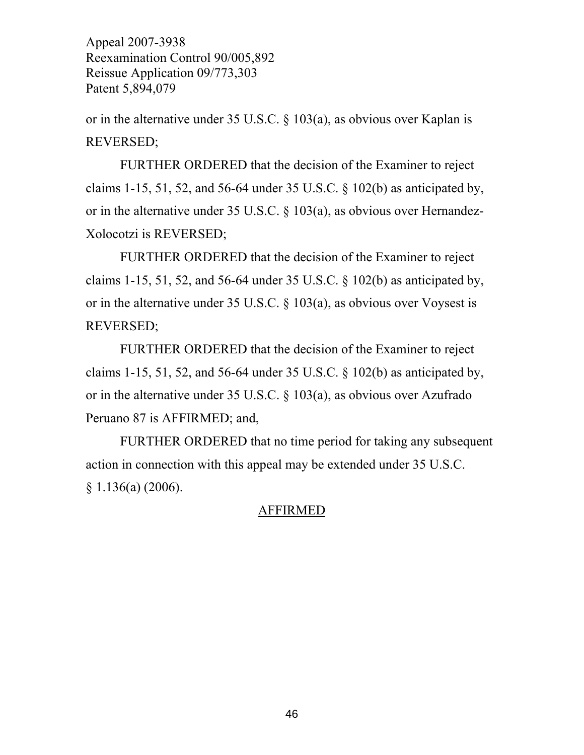or in the alternative under 35 U.S.C. § 103(a), as obvious over Kaplan is REVERSED;

FURTHER ORDERED that the decision of the Examiner to reject claims 1-15, 51, 52, and 56-64 under 35 U.S.C. § 102(b) as anticipated by, or in the alternative under 35 U.S.C. § 103(a), as obvious over Hernandez-Xolocotzi is REVERSED;

FURTHER ORDERED that the decision of the Examiner to reject claims 1-15, 51, 52, and 56-64 under 35 U.S.C. § 102(b) as anticipated by, or in the alternative under 35 U.S.C. § 103(a), as obvious over Voysest is REVERSED;

FURTHER ORDERED that the decision of the Examiner to reject claims 1-15, 51, 52, and 56-64 under 35 U.S.C. § 102(b) as anticipated by, or in the alternative under 35 U.S.C. § 103(a), as obvious over Azufrado Peruano 87 is AFFIRMED; and,

FURTHER ORDERED that no time period for taking any subsequent action in connection with this appeal may be extended under 35 U.S.C. § 1.136(a) (2006).

AFFIRMED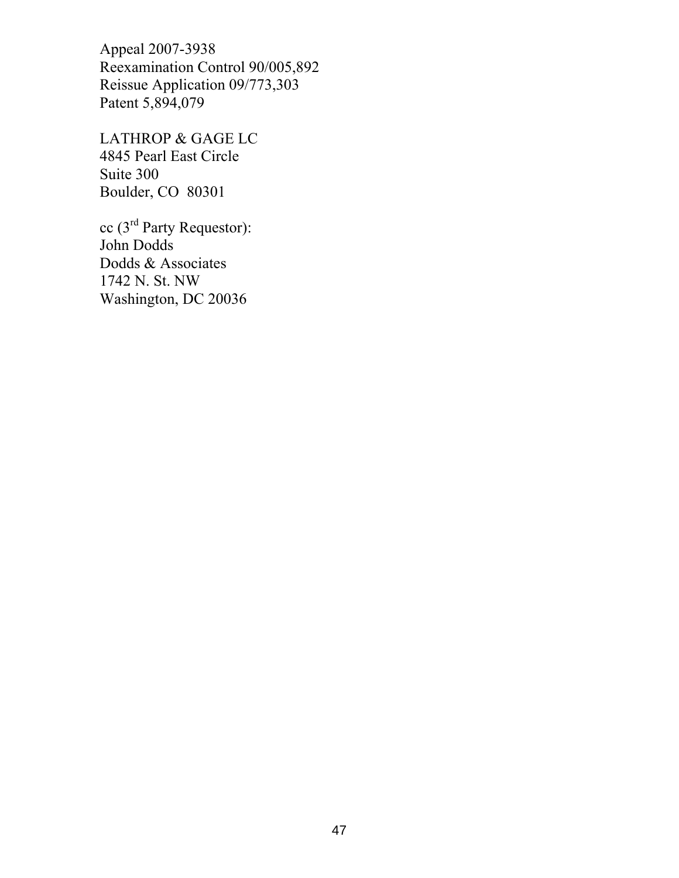Appeal 2007-3938
Reexamination Control 90/005,892
Reissue Application 09/773,303
Patent 5,894,079

LATHROP & GAGE LC
4845 Pearl East Circle
Suite 300
Boulder, CO  80301

cc (3rd Party Requestor):
John Dodds
Dodds & Associates
1742 N. St. NW
Washington, DC 20036